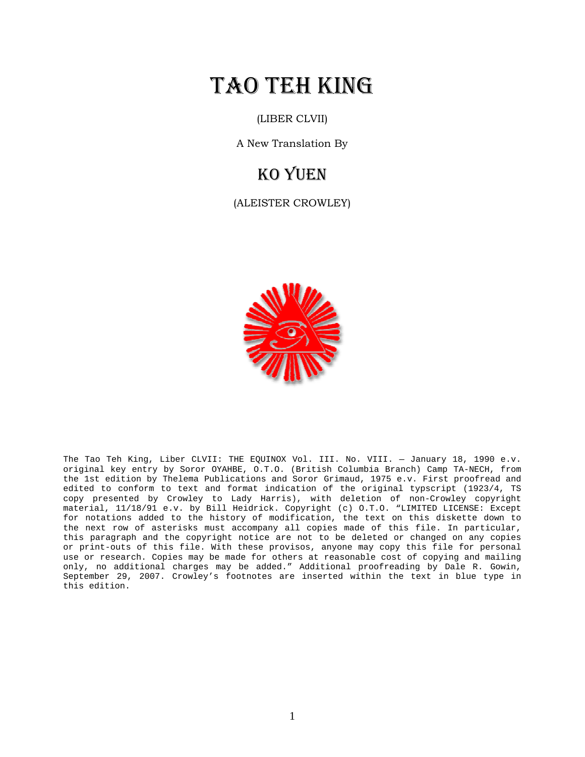# TAO TEH KING

(LIBER CLVII)

A New Translation By

## KO YUEN

(ALEISTER CROWLEY)

The Tao Teh King, Liber CLVII: THE EQUINOX Vol. III. No. VIII. — January 18, 1990 e.v. original key entry by Soror OYAHBE, O.T.O. (British Columbia Branch) Camp TA-NECH, from the 1st edition by Thelema Publications and Soror Grimaud, 1975 e.v. First proofread and edited to conform to text and format indication of the original typscript (1923/4, TS copy presented by Crowley to Lady Harris), with deletion of non-Crowley copyright material, 11/18/91 e.v. by Bill Heidrick. Copyright (c) O.T.O. "LIMITED LICENSE: Except for notations added to the history of modification, the text on this diskette down to the next row of asterisks must accompany all copies made of this file. In particular, this paragraph and the copyright notice are not to be deleted or changed on any copies or print-outs of this file. With these provisos, anyone may copy this file for personal use or research. Copies may be made for others at reasonable cost of copying and mailing only, no additional charges may be added." Additional proofreading by Dale R. Gowin, September 29, 2007. Crowley's footnotes are inserted within the text in blue type in this edition.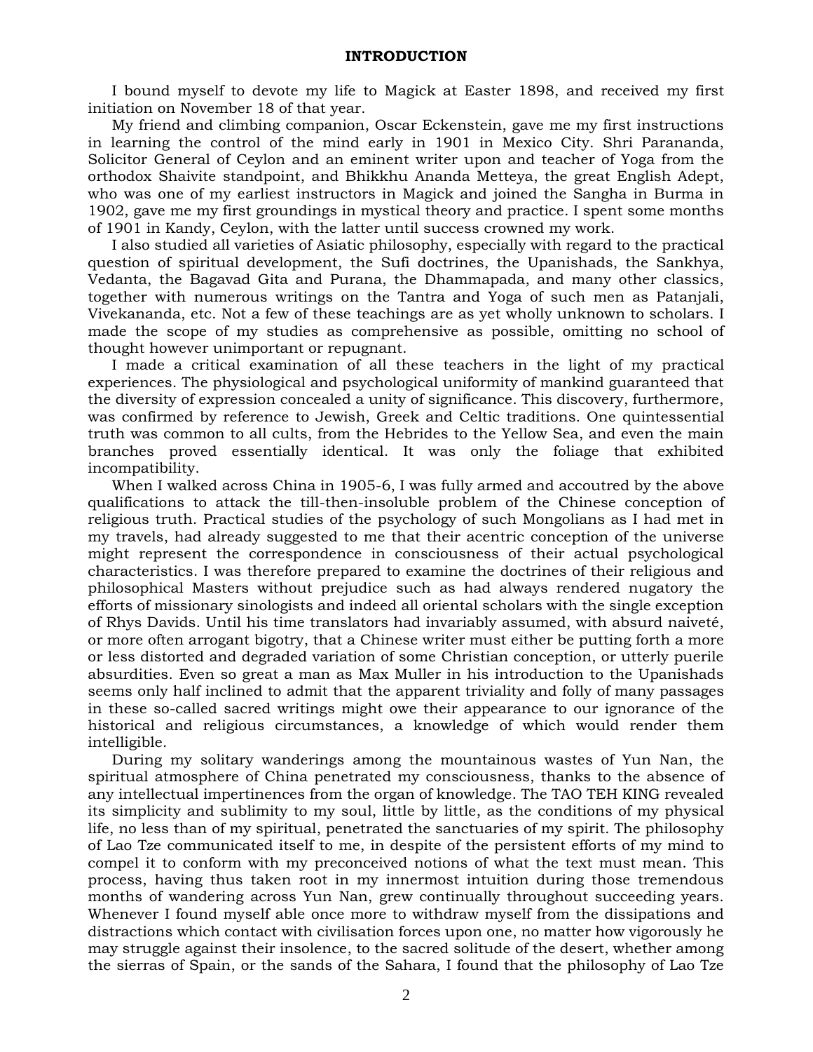## INTRODUCTION

I bound myself to devote my life to Magick at Easter 1898, and received my first initiation on November 18 of that year.

My friend and climbing companion, Oscar Eckenstein, gave me my first instructions in learning the control of the mind early in 1901 in Mexico City. Shri Parananda, Solicitor General of Ceylon and an eminent writer upon and teacher of Yoga from the orthodox Shaivite standpoint, and Bhikkhu Ananda Metteya, the great English Adept, who was one of my earliest instructors in Magick and joined the Sangha in Burma in 1902, gave me my first groundings in mystical theory and practice. I spent some months of 1901 in Kandy, Ceylon, with the latter until success crowned my work.

I also studied all varieties of Asiatic philosophy, especially with regard to the practical question of spiritual development, the Sufi doctrines, the Upanishads, the Sankhya, Vedanta, the Bagavad Gita and Purana, the Dhammapada, and many other classics, together with numerous writings on the Tantra and Yoga of such men as Patanjali, Vivekananda, etc. Not a few of these teachings are as yet wholly unknown to scholars. I made the scope of my studies as comprehensive as possible, omitting no school of thought however unimportant or repugnant.

I made a critical examination of all these teachers in the light of my practical experiences. The physiological and psychological uniformity of mankind guaranteed that the diversity of expression concealed a unity of significance. This discovery, furthermore, was confirmed by reference to Jewish, Greek and Celtic traditions. One quintessential truth was common to all cults, from the Hebrides to the Yellow Sea, and even the main branches proved essentially identical. It was only the foliage that exhibited incompatibility.

When I walked across China in 1905-6, I was fully armed and accoutred by the above qualifications to attack the till-then-insoluble problem of the Chinese conception of religious truth. Practical studies of the psychology of such Mongolians as I had met in my travels, had already suggested to me that their acentric conception of the universe might represent the correspondence in consciousness of their actual psychological characteristics. I was therefore prepared to examine the doctrines of their religious and philosophical Masters without prejudice such as had always rendered nugatory the efforts of missionary sinologists and indeed all oriental scholars with the single exception of Rhys Davids. Until his time translators had invariably assumed, with absurd naiveté, or more often arrogant bigotry, that a Chinese writer must either be putting forth a more or less distorted and degraded variation of some Christian conception, or utterly puerile absurdities. Even so great a man as Max Muller in his introduction to the Upanishads seems only half inclined to admit that the apparent triviality and folly of many passages in these so-called sacred writings might owe their appearance to our ignorance of the historical and religious circumstances, a knowledge of which would render them intelligible.

During my solitary wanderings among the mountainous wastes of Yun Nan, the spiritual atmosphere of China penetrated my consciousness, thanks to the absence of any intellectual impertinences from the organ of knowledge. The TAO TEH KING revealed its simplicity and sublimity to my soul, little by little, as the conditions of my physical life, no less than of my spiritual, penetrated the sanctuaries of my spirit. The philosophy of Lao Tze communicated itself to me, in despite of the persistent efforts of my mind to compel it to conform with my preconceived notions of what the text must mean. This process, having thus taken root in my innermost intuition during those tremendous months of wandering across Yun Nan, grew continually throughout succeeding years. Whenever I found myself able once more to withdraw myself from the dissipations and distractions which contact with civilisation forces upon one, no matter how vigorously he may struggle against their insolence, to the sacred solitude of the desert, whether among the sierras of Spain, or the sands of the Sahara, I found that the philosophy of Lao Tze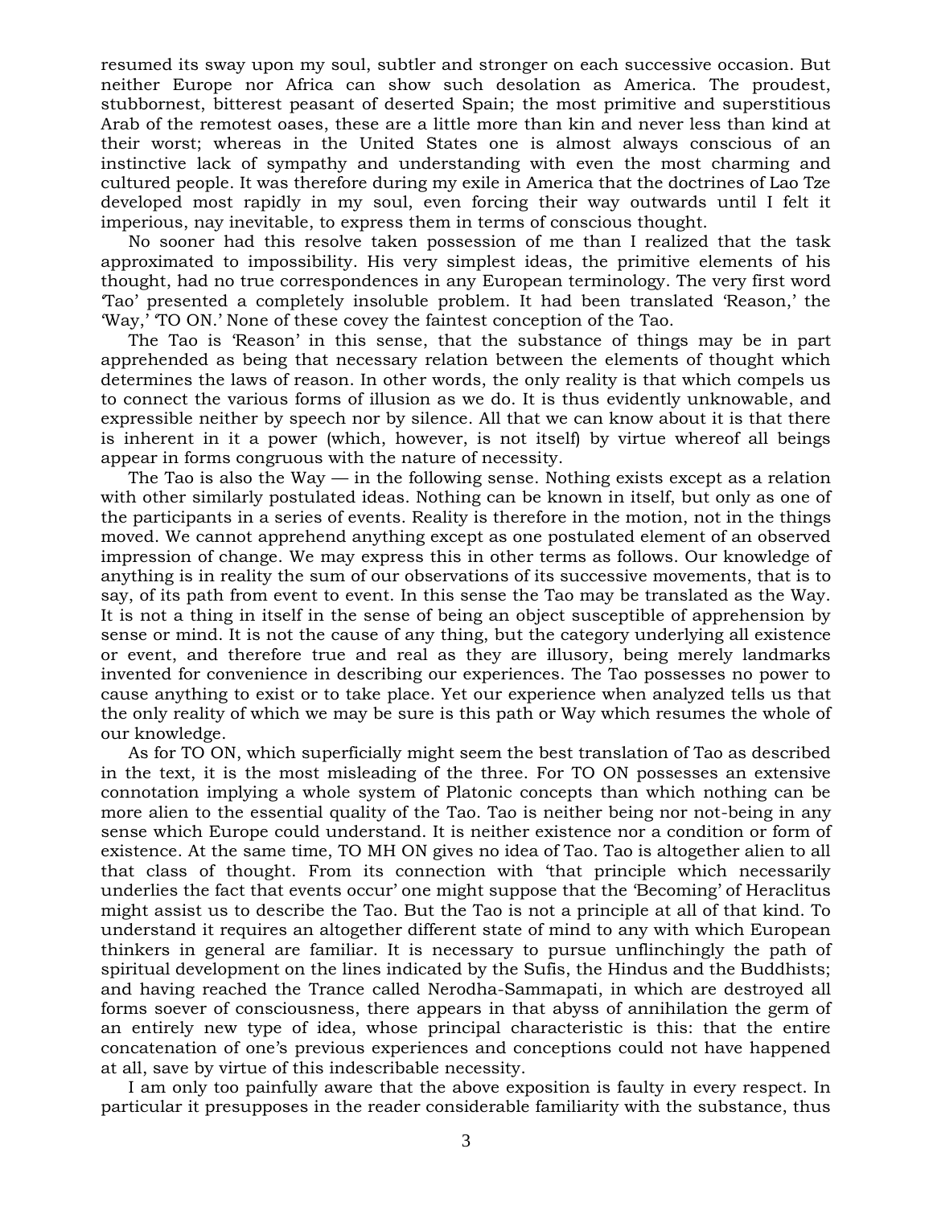resumed its sway upon my soul, subtler and stronger on each successive occasion. But neither Europe nor Africa can show such desolation as America. The proudest, stubbornest, bitterest peasant of deserted Spain; the most primitive and superstitious Arab of the remotest oases, these are a little more than kin and never less than kind at their worst; whereas in the United States one is almost always conscious of an instinctive lack of sympathy and understanding with even the most charming and cultured people. It was therefore during my exile in America that the doctrines of Lao Tze developed most rapidly in my soul, even forcing their way outwards until I felt it imperious, nay inevitable, to express them in terms of conscious thought.

No sooner had this resolve taken possession of me than I realized that the task approximated to impossibility. His very simplest ideas, the primitive elements of his thought, had no true correspondences in any European terminology. The very first word 'Tao' presented a completely insoluble problem. It had been translated 'Reason,' the 'Way,' 'TO ON.' None of these covey the faintest conception of the Tao.

The Tao is 'Reason' in this sense, that the substance of things may be in part apprehended as being that necessary relation between the elements of thought which determines the laws of reason. In other words, the only reality is that which compels us to connect the various forms of illusion as we do. It is thus evidently unknowable, and expressible neither by speech nor by silence. All that we can know about it is that there is inherent in it a power (which, however, is not itself) by virtue whereof all beings appear in forms congruous with the nature of necessity.

The Tao is also the Way — in the following sense. Nothing exists except as a relation with other similarly postulated ideas. Nothing can be known in itself, but only as one of the participants in a series of events. Reality is therefore in the motion, not in the things moved. We cannot apprehend anything except as one postulated element of an observed impression of change. We may express this in other terms as follows. Our knowledge of anything is in reality the sum of our observations of its successive movements, that is to say, of its path from event to event. In this sense the Tao may be translated as the Way. It is not a thing in itself in the sense of being an object susceptible of apprehension by sense or mind. It is not the cause of any thing, but the category underlying all existence or event, and therefore true and real as they are illusory, being merely landmarks invented for convenience in describing our experiences. The Tao possesses no power to cause anything to exist or to take place. Yet our experience when analyzed tells us that the only reality of which we may be sure is this path or Way which resumes the whole of our knowledge.

As for TO ON, which superficially might seem the best translation of Tao as described in the text, it is the most misleading of the three. For TO ON possesses an extensive connotation implying a whole system of Platonic concepts than which nothing can be more alien to the essential quality of the Tao. Tao is neither being nor not-being in any sense which Europe could understand. It is neither existence nor a condition or form of existence. At the same time, TO MH ON gives no idea of Tao. Tao is altogether alien to all that class of thought. From its connection with 'that principle which necessarily underlies the fact that events occur' one might suppose that the 'Becoming' of Heraclitus might assist us to describe the Tao. But the Tao is not a principle at all of that kind. To understand it requires an altogether different state of mind to any with which European thinkers in general are familiar. It is necessary to pursue unflinchingly the path of spiritual development on the lines indicated by the Sufis, the Hindus and the Buddhists; and having reached the Trance called Nerodha-Sammapati, in which are destroyed all forms soever of consciousness, there appears in that abyss of annihilation the germ of an entirely new type of idea, whose principal characteristic is this: that the entire concatenation of one's previous experiences and conceptions could not have happened at all, save by virtue of this indescribable necessity.

I am only too painfully aware that the above exposition is faulty in every respect. In particular it presupposes in the reader considerable familiarity with the substance, thus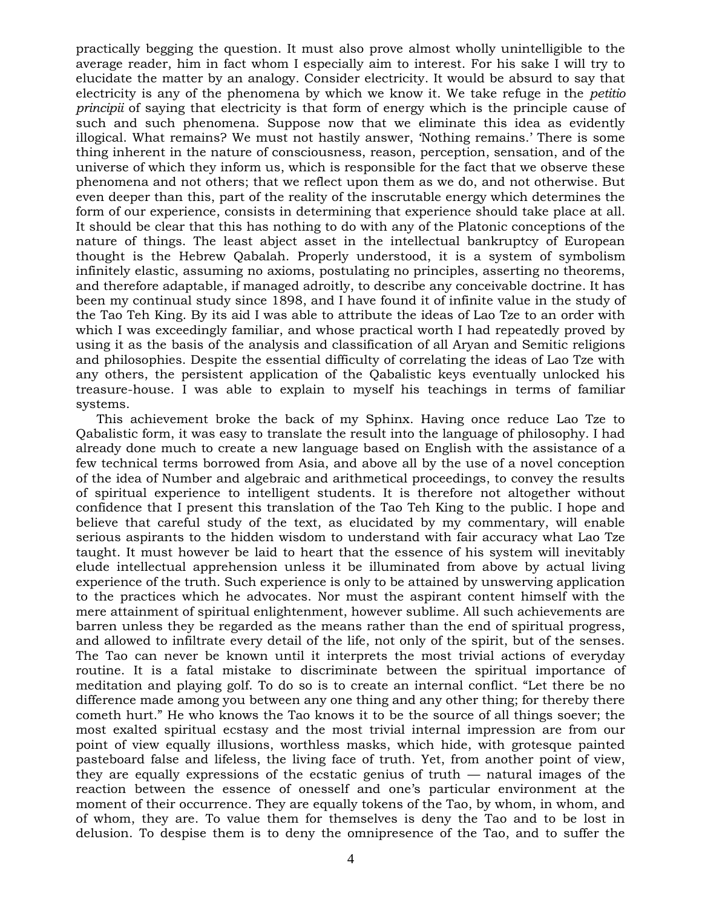practically begging the question. It must also prove almost wholly unintelligible to the average reader, him in fact whom I especially aim to interest. For his sake I will try to elucidate the matter by an analogy. Consider electricity. It would be absurd to say that electricity is any of the phenomena by which we know it. We take refuge in the *petitio principii* of saying that electricity is that form of energy which is the principle cause of such and such phenomena. Suppose now that we eliminate this idea as evidently illogical. What remains? We must not hastily answer, 'Nothing remains.' There is some thing inherent in the nature of consciousness, reason, perception, sensation, and of the universe of which they inform us, which is responsible for the fact that we observe these phenomena and not others; that we reflect upon them as we do, and not otherwise. But even deeper than this, part of the reality of the inscrutable energy which determines the form of our experience, consists in determining that experience should take place at all. It should be clear that this has nothing to do with any of the Platonic conceptions of the nature of things. The least abject asset in the intellectual bankruptcy of European thought is the Hebrew Qabalah. Properly understood, it is a system of symbolism infinitely elastic, assuming no axioms, postulating no principles, asserting no theorems, and therefore adaptable, if managed adroitly, to describe any conceivable doctrine. It has been my continual study since 1898, and I have found it of infinite value in the study of the Tao Teh King. By its aid I was able to attribute the ideas of Lao Tze to an order with which I was exceedingly familiar, and whose practical worth I had repeatedly proved by using it as the basis of the analysis and classification of all Aryan and Semitic religions and philosophies. Despite the essential difficulty of correlating the ideas of Lao Tze with any others, the persistent application of the Qabalistic keys eventually unlocked his treasure-house. I was able to explain to myself his teachings in terms of familiar systems.

This achievement broke the back of my Sphinx. Having once reduce Lao Tze to Qabalistic form, it was easy to translate the result into the language of philosophy. I had already done much to create a new language based on English with the assistance of a few technical terms borrowed from Asia, and above all by the use of a novel conception of the idea of Number and algebraic and arithmetical proceedings, to convey the results of spiritual experience to intelligent students. It is therefore not altogether without confidence that I present this translation of the Tao Teh King to the public. I hope and believe that careful study of the text, as elucidated by my commentary, will enable serious aspirants to the hidden wisdom to understand with fair accuracy what Lao Tze taught. It must however be laid to heart that the essence of his system will inevitably elude intellectual apprehension unless it be illuminated from above by actual living experience of the truth. Such experience is only to be attained by unswerving application to the practices which he advocates. Nor must the aspirant content himself with the mere attainment of spiritual enlightenment, however sublime. All such achievements are barren unless they be regarded as the means rather than the end of spiritual progress, and allowed to infiltrate every detail of the life, not only of the spirit, but of the senses. The Tao can never be known until it interprets the most trivial actions of everyday routine. It is a fatal mistake to discriminate between the spiritual importance of meditation and playing golf. To do so is to create an internal conflict. "Let there be no difference made among you between any one thing and any other thing; for thereby there cometh hurt." He who knows the Tao knows it to be the source of all things soever; the most exalted spiritual ecstasy and the most trivial internal impression are from our point of view equally illusions, worthless masks, which hide, with grotesque painted pasteboard false and lifeless, the living face of truth. Yet, from another point of view, they are equally expressions of the ecstatic genius of truth — natural images of the reaction between the essence of onesself and one's particular environment at the moment of their occurrence. They are equally tokens of the Tao, by whom, in whom, and of whom, they are. To value them for themselves is deny the Tao and to be lost in delusion. To despise them is to deny the omnipresence of the Tao, and to suffer the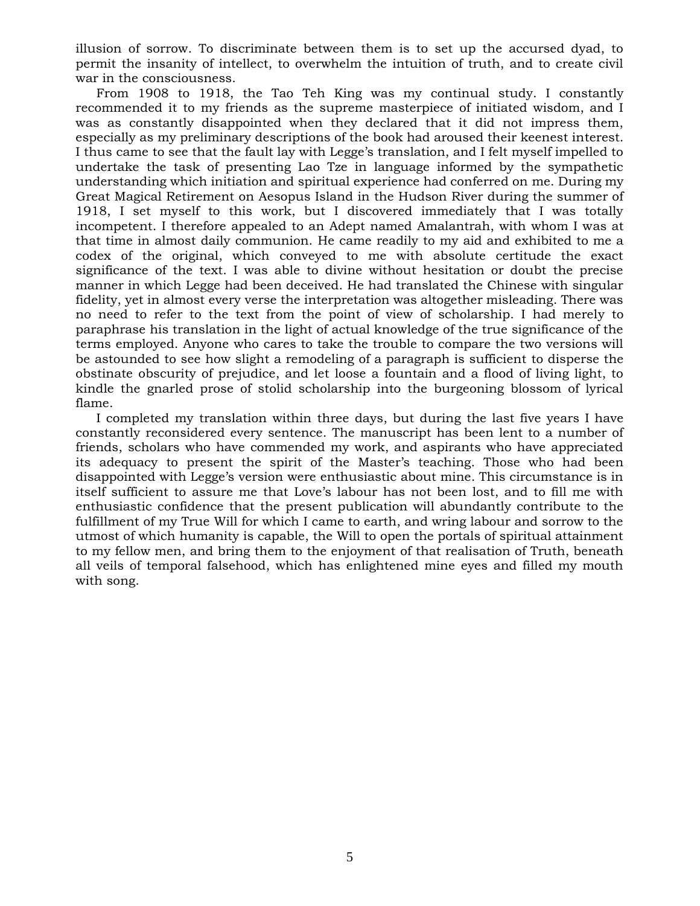illusion of sorrow. To discriminate between them is to set up the accursed dyad, to permit the insanity of intellect, to overwhelm the intuition of truth, and to create civil war in the consciousness.

From 1908 to 1918, the Tao Teh King was my continual study. I constantly recommended it to my friends as the supreme masterpiece of initiated wisdom, and I was as constantly disappointed when they declared that it did not impress them, especially as my preliminary descriptions of the book had aroused their keenest interest. I thus came to see that the fault lay with Legge's translation, and I felt myself impelled to undertake the task of presenting Lao Tze in language informed by the sympathetic understanding which initiation and spiritual experience had conferred on me. During my Great Magical Retirement on Aesopus Island in the Hudson River during the summer of 1918, I set myself to this work, but I discovered immediately that I was totally incompetent. I therefore appealed to an Adept named Amalantrah, with whom I was at that time in almost daily communion. He came readily to my aid and exhibited to me a codex of the original, which conveyed to me with absolute certitude the exact significance of the text. I was able to divine without hesitation or doubt the precise manner in which Legge had been deceived. He had translated the Chinese with singular fidelity, yet in almost every verse the interpretation was altogether misleading. There was no need to refer to the text from the point of view of scholarship. I had merely to paraphrase his translation in the light of actual knowledge of the true significance of the terms employed. Anyone who cares to take the trouble to compare the two versions will be astounded to see how slight a remodeling of a paragraph is sufficient to disperse the obstinate obscurity of prejudice, and let loose a fountain and a flood of living light, to kindle the gnarled prose of stolid scholarship into the burgeoning blossom of lyrical flame.

I completed my translation within three days, but during the last five years I have constantly reconsidered every sentence. The manuscript has been lent to a number of friends, scholars who have commended my work, and aspirants who have appreciated its adequacy to present the spirit of the Master's teaching. Those who had been disappointed with Legge's version were enthusiastic about mine. This circumstance is in itself sufficient to assure me that Love's labour has not been lost, and to fill me with enthusiastic confidence that the present publication will abundantly contribute to the fulfillment of my True Will for which I came to earth, and wring labour and sorrow to the utmost of which humanity is capable, the Will to open the portals of spiritual attainment to my fellow men, and bring them to the enjoyment of that realisation of Truth, beneath all veils of temporal falsehood, which has enlightened mine eyes and filled my mouth with song.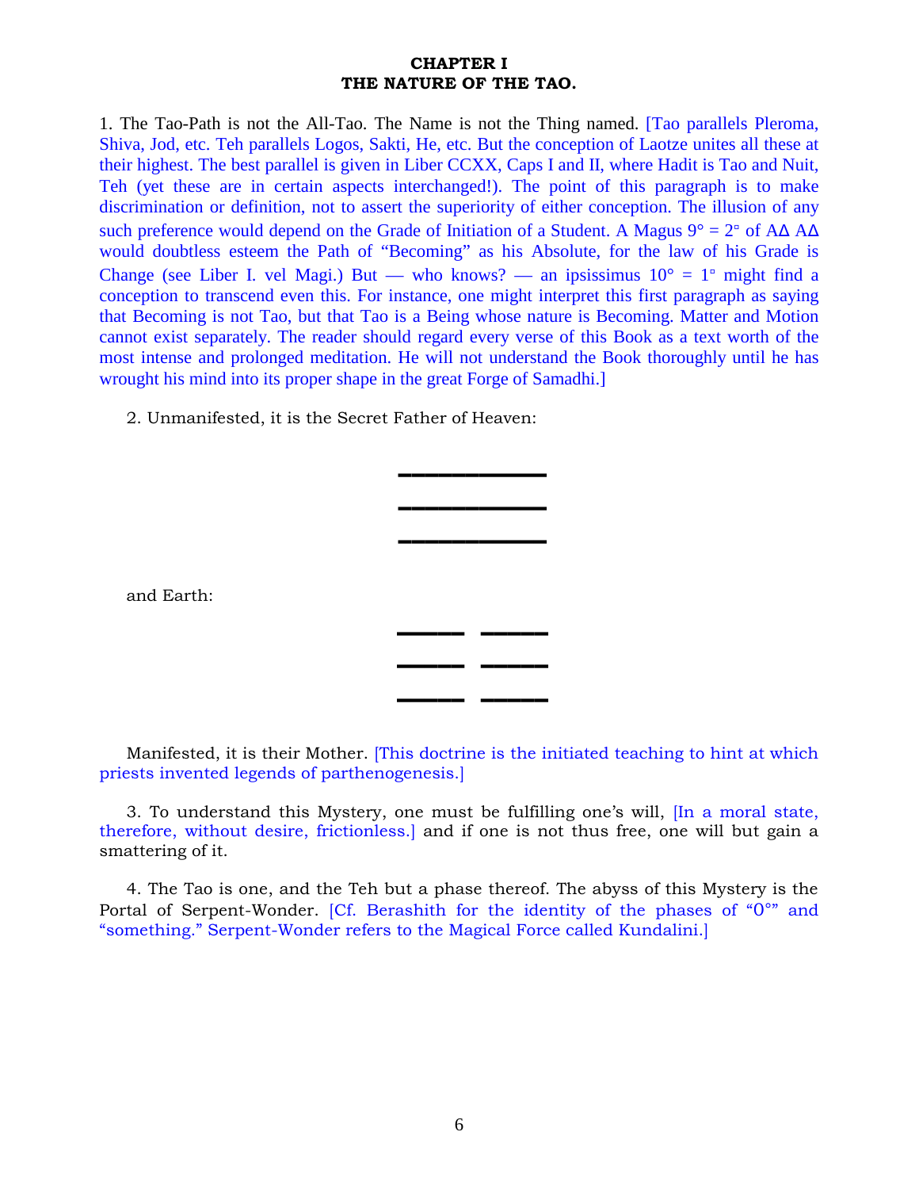**CHAPTER I**
**THE NATURE OF THE TAO.**

1. The Tao-Path is not the All-Tao. The Name is not the Thing named. [Tao parallels Pleroma, Shiva, Jod, etc. Teh parallels Logos, Sakti, He, etc. But the conception of Laotze unites all these at their highest. The best parallel is given in Liber CCXX, Caps I and II, where Hadit is Tao and Nuit, Teh (yet these are in certain aspects interchanged!). The point of this paragraph is to make discrimination or definition, not to assert the superiority of either conception. The illusion of any such preference would depend on the Grade of Initiation of a Student. A Magus 9° = 2▫ of AΔ AΔ would doubtless esteem the Path of “Becoming” as his Absolute, for the law of his Grade is Change (see Liber I. vel Magi.) But — who knows? — an ipsissimus 10° = 1▫ might find a conception to transcend even this. For instance, one might interpret this first paragraph as saying that Becoming is not Tao, but that Tao is a Being whose nature is Becoming. Matter and Motion cannot exist separately. The reader should regard every verse of this Book as a text worth of the most intense and prolonged meditation. He will not understand the Book thoroughly until he has wrought his mind into its proper shape in the great Forge of Samadhi.]

2. Unmanifested, it is the Secret Father of Heaven:

☰

and Earth:

☷

Manifested, it is their Mother. [This doctrine is the initiated teaching to hint at which priests invented legends of parthenogenesis.]

3. To understand this Mystery, one must be fulfilling one’s will, [In a moral state, therefore, without desire, frictionless.] and if one is not thus free, one will but gain a smattering of it.

4. The Tao is one, and the Teh but a phase thereof. The abyss of this Mystery is the Portal of Serpent-Wonder. [Cf. Berashith for the identity of the phases of “0°” and “something.” Serpent-Wonder refers to the Magical Force called Kundalini.]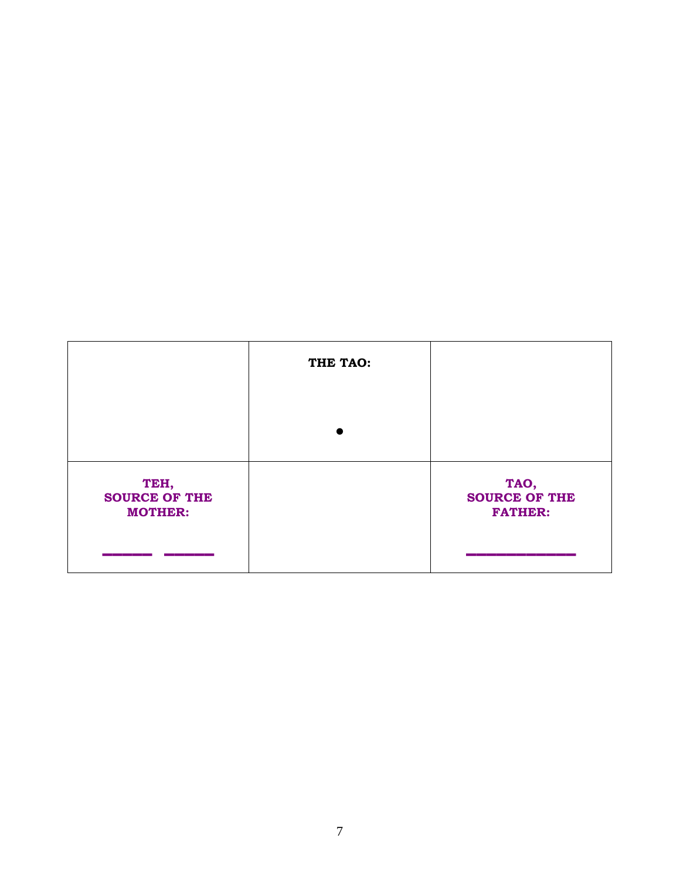| | **THE TAO:**<br><br>● | |
|---|---|---|
| **TEH,<br>SOURCE OF THE MOTHER:**<br><br>▬▬ ▬▬ | | **TAO,<br>SOURCE OF THE FATHER:**<br><br>▬▬▬▬▬ |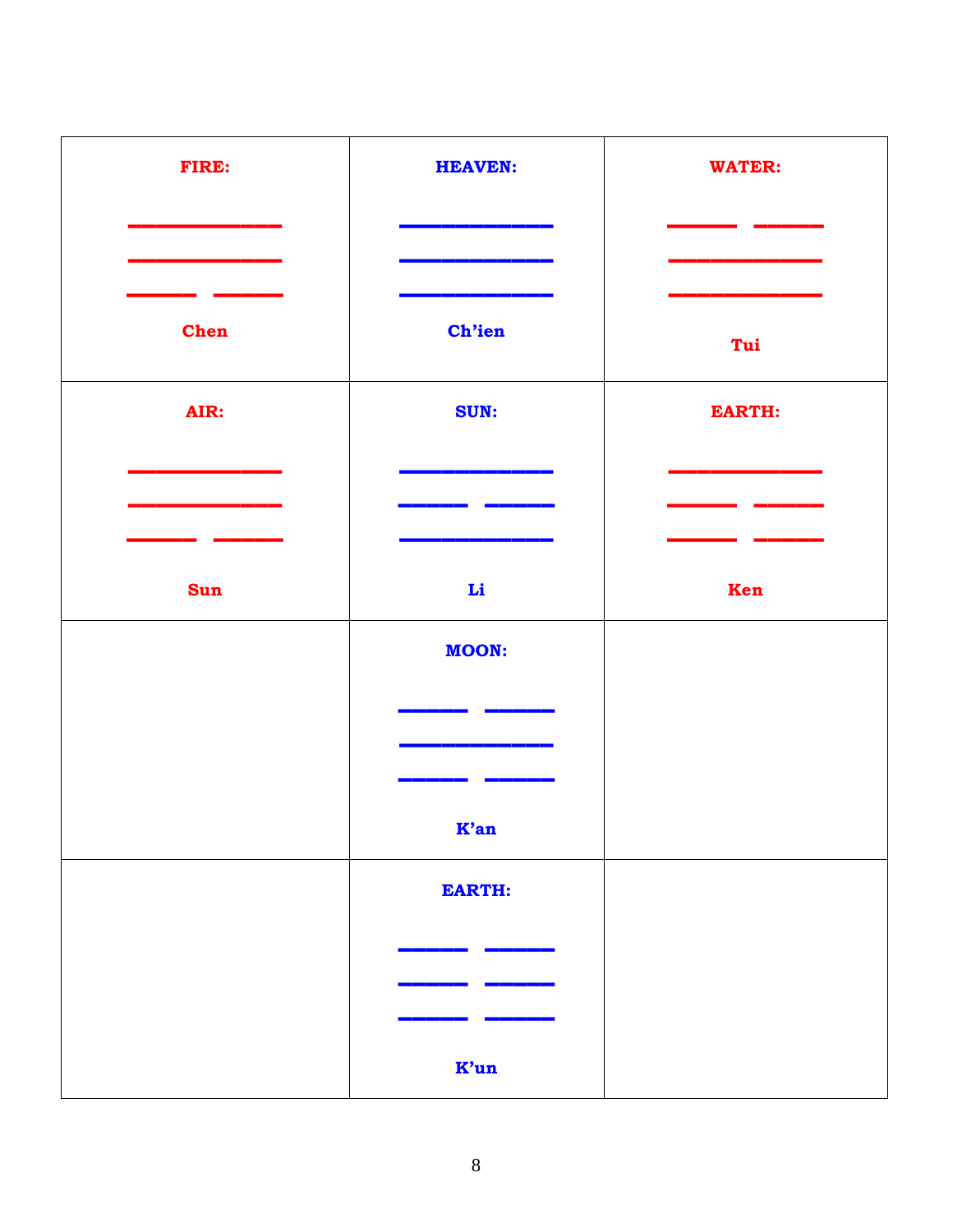| **FIRE:**<br><br>———————<br>———————<br>——— ———<br><br>**Chen** | **HEAVEN:**<br><br>———————<br>———————<br>———————<br><br>**Ch'ien** | **WATER:**<br><br>——— ———<br>———————<br>———————<br><br>**Tui** |
|---|---|---|
| **AIR:**<br><br>———————<br>———————<br>——— ———<br><br>**Sun** | **SUN:**<br><br>———————<br>——— ———<br>———————<br><br>**Li** | **EARTH:**<br><br>———————<br>——— ———<br>——— ———<br><br>**Ken** |
| | **MOON:**<br><br>——— ———<br>———————<br>——— ———<br><br>**K'an** | |
| | **EARTH:**<br><br>——— ———<br>——— ———<br>——— ———<br><br>**K'un** | |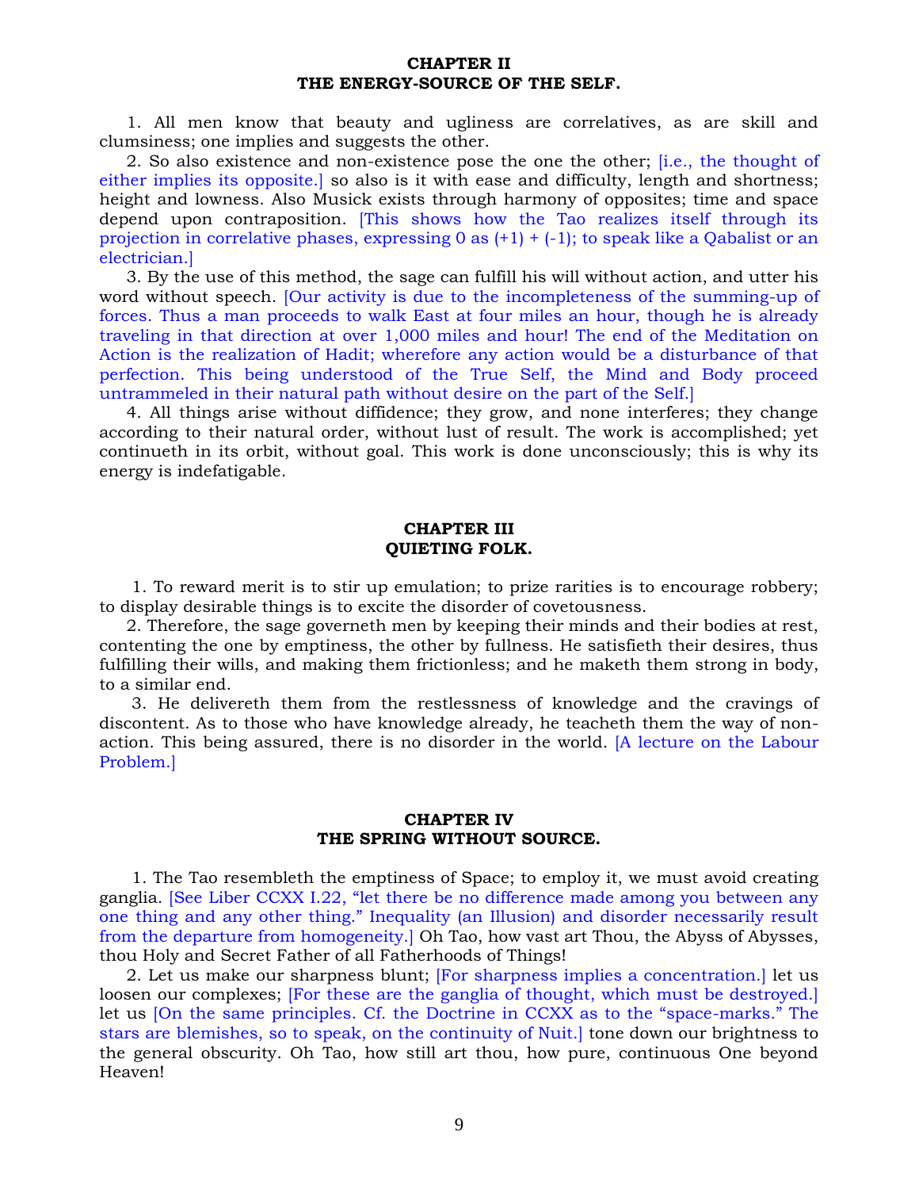## CHAPTER II
## THE ENERGY-SOURCE OF THE SELF.

1. All men know that beauty and ugliness are correlatives, as are skill and clumsiness; one implies and suggests the other.

2. So also existence and non-existence pose the one the other; [i.e., the thought of either implies its opposite.] so also is it with ease and difficulty, length and shortness; height and lowness. Also Musick exists through harmony of opposites; time and space depend upon contraposition. [This shows how the Tao realizes itself through its projection in correlative phases, expressing 0 as (+1) + (-1); to speak like a Qabalist or an electrician.]

3. By the use of this method, the sage can fulfill his will without action, and utter his word without speech. [Our activity is due to the incompleteness of the summing-up of forces. Thus a man proceeds to walk East at four miles an hour, though he is already traveling in that direction at over 1,000 miles and hour! The end of the Meditation on Action is the realization of Hadit; wherefore any action would be a disturbance of that perfection. This being understood of the True Self, the Mind and Body proceed untrammeled in their natural path without desire on the part of the Self.]

4. All things arise without diffidence; they grow, and none interferes; they change according to their natural order, without lust of result. The work is accomplished; yet continueth in its orbit, without goal. This work is done unconsciously; this is why its energy is indefatigable.

## CHAPTER III
## QUIETING FOLK.

1. To reward merit is to stir up emulation; to prize rarities is to encourage robbery; to display desirable things is to excite the disorder of covetousness.

2. Therefore, the sage governeth men by keeping their minds and their bodies at rest, contenting the one by emptiness, the other by fullness. He satisfieth their desires, thus fulfilling their wills, and making them frictionless; and he maketh them strong in body, to a similar end.

3. He delivereth them from the restlessness of knowledge and the cravings of discontent. As to those who have knowledge already, he teacheth them the way of non-action. This being assured, there is no disorder in the world. [A lecture on the Labour Problem.]

## CHAPTER IV
## THE SPRING WITHOUT SOURCE.

1. The Tao resembleth the emptiness of Space; to employ it, we must avoid creating ganglia. [See Liber CCXX I.22, "let there be no difference made among you between any one thing and any other thing." Inequality (an Illusion) and disorder necessarily result from the departure from homogeneity.] Oh Tao, how vast art Thou, the Abyss of Abysses, thou Holy and Secret Father of all Fatherhoods of Things!

2. Let us make our sharpness blunt; [For sharpness implies a concentration.] let us loosen our complexes; [For these are the ganglia of thought, which must be destroyed.] let us [On the same principles. Cf. the Doctrine in CCXX as to the "space-marks." The stars are blemishes, so to speak, on the continuity of Nuit.] tone down our brightness to the general obscurity. Oh Tao, how still art thou, how pure, continuous One beyond Heaven!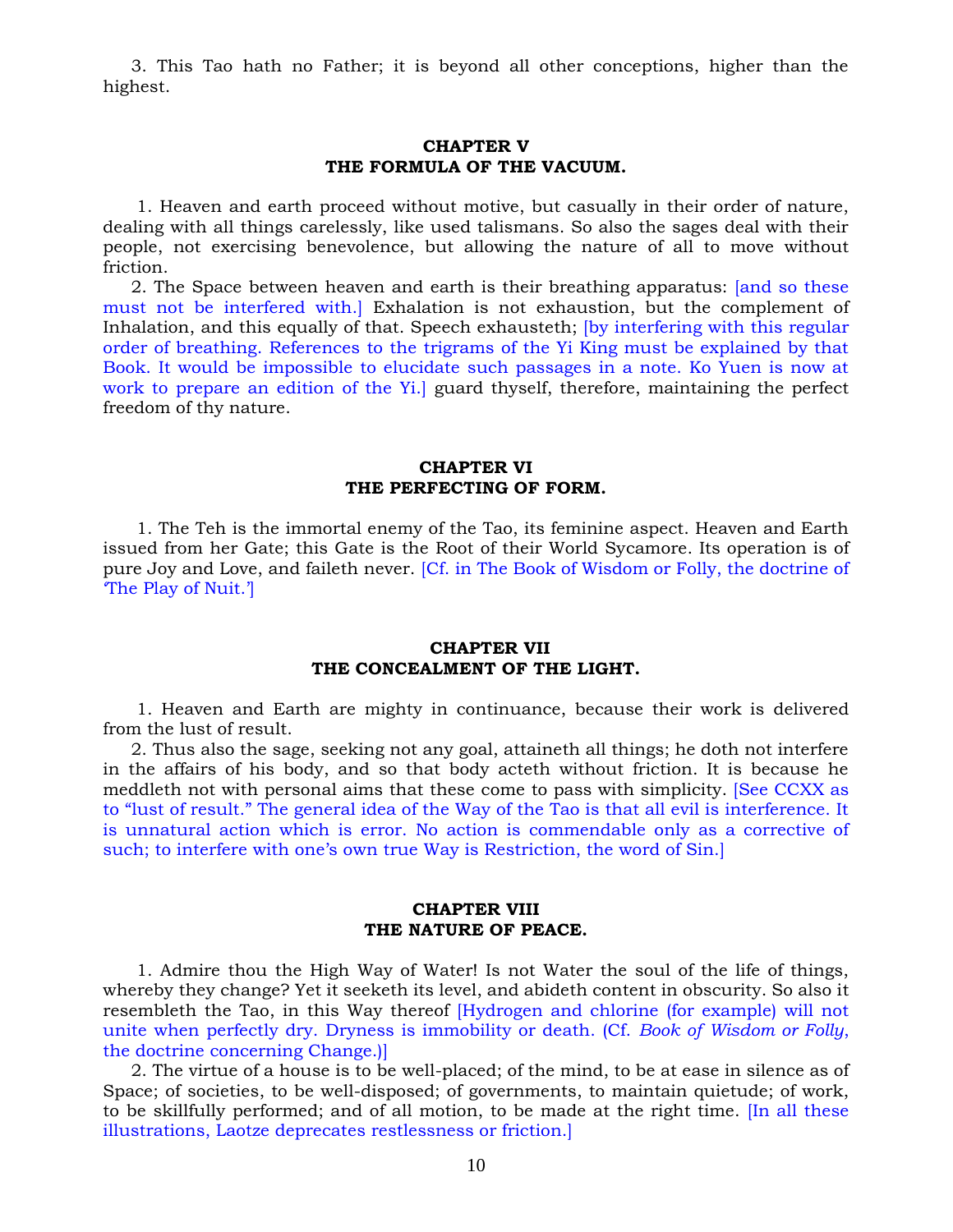3. This Tao hath no Father; it is beyond all other conceptions, higher than the highest.

## CHAPTER V
## THE FORMULA OF THE VACUUM.

1. Heaven and earth proceed without motive, but casually in their order of nature, dealing with all things carelessly, like used talismans. So also the sages deal with their people, not exercising benevolence, but allowing the nature of all to move without friction.

2. The Space between heaven and earth is their breathing apparatus: [and so these must not be interfered with.] Exhalation is not exhaustion, but the complement of Inhalation, and this equally of that. Speech exhausteth; [by interfering with this regular order of breathing. References to the trigrams of the Yi King must be explained by that Book. It would be impossible to elucidate such passages in a note. Ko Yuen is now at work to prepare an edition of the Yi.] guard thyself, therefore, maintaining the perfect freedom of thy nature.

## CHAPTER VI
## THE PERFECTING OF FORM.

1. The Teh is the immortal enemy of the Tao, its feminine aspect. Heaven and Earth issued from her Gate; this Gate is the Root of their World Sycamore. Its operation is of pure Joy and Love, and faileth never. [Cf. in The Book of Wisdom or Folly, the doctrine of 'The Play of Nuit.']

## CHAPTER VII
## THE CONCEALMENT OF THE LIGHT.

1. Heaven and Earth are mighty in continuance, because their work is delivered from the lust of result.

2. Thus also the sage, seeking not any goal, attaineth all things; he doth not interfere in the affairs of his body, and so that body acteth without friction. It is because he meddleth not with personal aims that these come to pass with simplicity. [See CCXX as to "lust of result." The general idea of the Way of the Tao is that all evil is interference. It is unnatural action which is error. No action is commendable only as a corrective of such; to interfere with one's own true Way is Restriction, the word of Sin.]

## CHAPTER VIII
## THE NATURE OF PEACE.

1. Admire thou the High Way of Water! Is not Water the soul of the life of things, whereby they change? Yet it seeketh its level, and abideth content in obscurity. So also it resembleth the Tao, in this Way thereof [Hydrogen and chlorine (for example) will not unite when perfectly dry. Dryness is immobility or death. (Cf. *Book of Wisdom or Folly*, the doctrine concerning Change.)]

2. The virtue of a house is to be well-placed; of the mind, to be at ease in silence as of Space; of societies, to be well-disposed; of governments, to maintain quietude; of work, to be skillfully performed; and of all motion, to be made at the right time. [In all these illustrations, Laotze deprecates restlessness or friction.]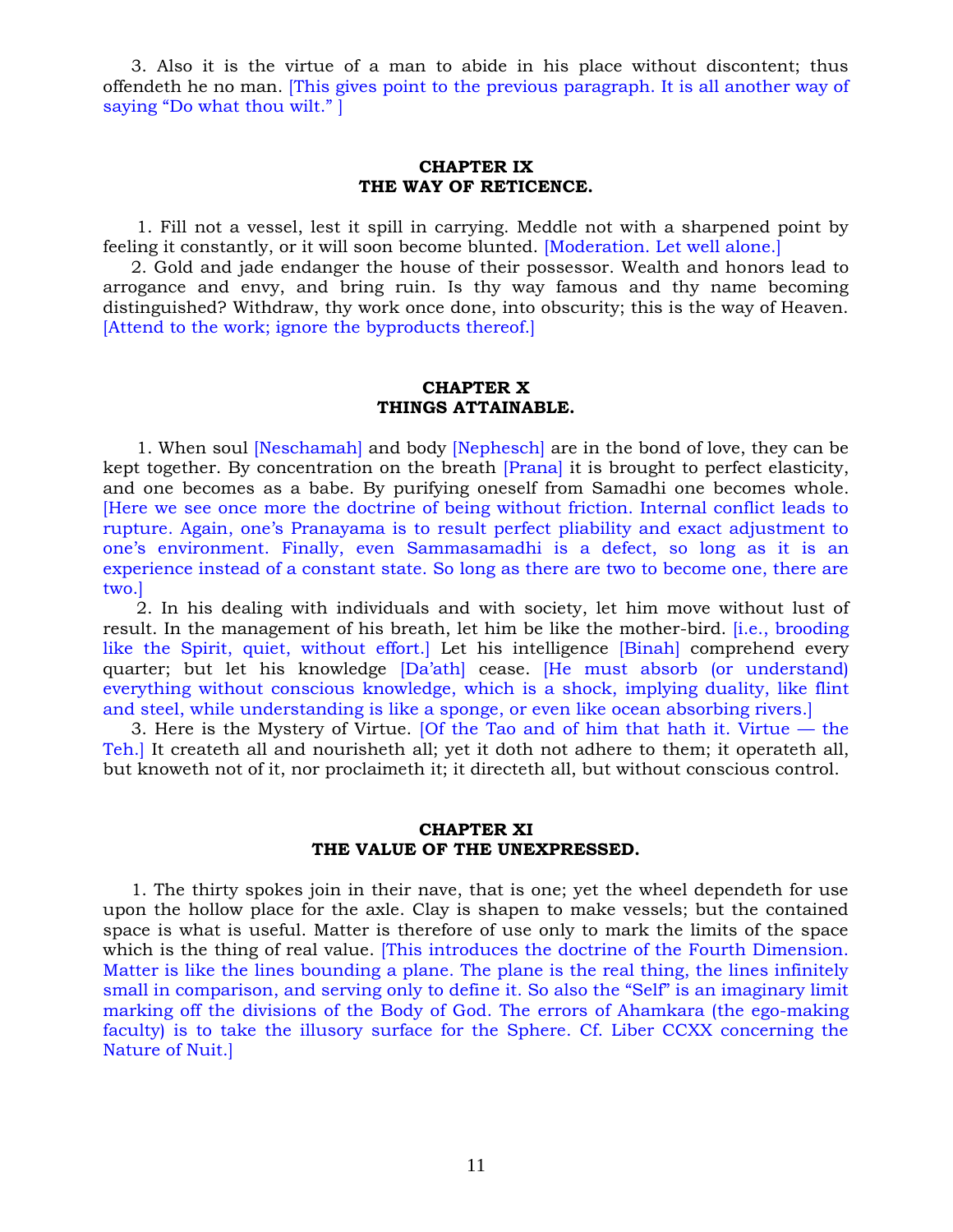3. Also it is the virtue of a man to abide in his place without discontent; thus offendeth he no man. [This gives point to the previous paragraph. It is all another way of saying “Do what thou wilt.” ]

## CHAPTER IX
## THE WAY OF RETICENCE.

1. Fill not a vessel, lest it spill in carrying. Meddle not with a sharpened point by feeling it constantly, or it will soon become blunted. [Moderation. Let well alone.]

2. Gold and jade endanger the house of their possessor. Wealth and honors lead to arrogance and envy, and bring ruin. Is thy way famous and thy name becoming distinguished? Withdraw, thy work once done, into obscurity; this is the way of Heaven. [Attend to the work; ignore the byproducts thereof.]

## CHAPTER X
## THINGS ATTAINABLE.

1. When soul [Neschamah] and body [Nephesch] are in the bond of love, they can be kept together. By concentration on the breath [Prana] it is brought to perfect elasticity, and one becomes as a babe. By purifying oneself from Samadhi one becomes whole. [Here we see once more the doctrine of being without friction. Internal conflict leads to rupture. Again, one’s Pranayama is to result perfect pliability and exact adjustment to one’s environment. Finally, even Sammasamadhi is a defect, so long as it is an experience instead of a constant state. So long as there are two to become one, there are two.]

2. In his dealing with individuals and with society, let him move without lust of result. In the management of his breath, let him be like the mother-bird. [i.e., brooding like the Spirit, quiet, without effort.] Let his intelligence [Binah] comprehend every quarter; but let his knowledge [Da’ath] cease. [He must absorb (or understand) everything without conscious knowledge, which is a shock, implying duality, like flint and steel, while understanding is like a sponge, or even like ocean absorbing rivers.]

3. Here is the Mystery of Virtue. [Of the Tao and of him that hath it. Virtue — the Teh.] It createth all and nourisheth all; yet it doth not adhere to them; it operateth all, but knoweth not of it, nor proclaimeth it; it directeth all, but without conscious control.

## CHAPTER XI
## THE VALUE OF THE UNEXPRESSED.

1. The thirty spokes join in their nave, that is one; yet the wheel dependeth for use upon the hollow place for the axle. Clay is shapen to make vessels; but the contained space is what is useful. Matter is therefore of use only to mark the limits of the space which is the thing of real value. [This introduces the doctrine of the Fourth Dimension. Matter is like the lines bounding a plane. The plane is the real thing, the lines infinitely small in comparison, and serving only to define it. So also the “Self” is an imaginary limit marking off the divisions of the Body of God. The errors of Ahamkara (the ego-making faculty) is to take the illusory surface for the Sphere. Cf. Liber CCXX concerning the Nature of Nuit.]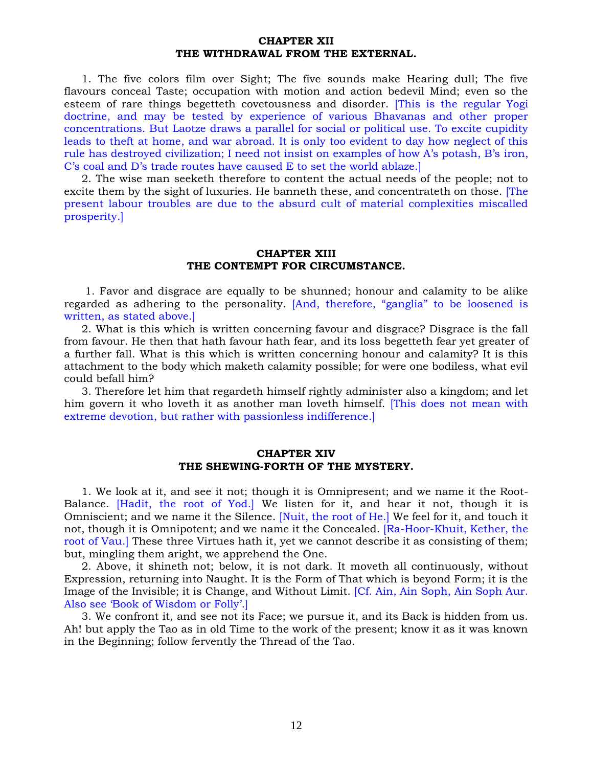## CHAPTER XII
## THE WITHDRAWAL FROM THE EXTERNAL.

1. The five colors film over Sight; The five sounds make Hearing dull; The five flavours conceal Taste; occupation with motion and action bedevil Mind; even so the esteem of rare things begetteth covetousness and disorder. [This is the regular Yogi doctrine, and may be tested by experience of various Bhavanas and other proper concentrations. But Laotze draws a parallel for social or political use. To excite cupidity leads to theft at home, and war abroad. It is only too evident to day how neglect of this rule has destroyed civilization; I need not insist on examples of how A's potash, B's iron, C's coal and D's trade routes have caused E to set the world ablaze.]

2. The wise man seeketh therefore to content the actual needs of the people; not to excite them by the sight of luxuries. He banneth these, and concentrateth on those. [The present labour troubles are due to the absurd cult of material complexities miscalled prosperity.]

## CHAPTER XIII
## THE CONTEMPT FOR CIRCUMSTANCE.

1. Favor and disgrace are equally to be shunned; honour and calamity to be alike regarded as adhering to the personality. [And, therefore, "ganglia" to be loosened is written, as stated above.]

2. What is this which is written concerning favour and disgrace? Disgrace is the fall from favour. He then that hath favour hath fear, and its loss begetteth fear yet greater of a further fall. What is this which is written concerning honour and calamity? It is this attachment to the body which maketh calamity possible; for were one bodiless, what evil could befall him?

3. Therefore let him that regardeth himself rightly administer also a kingdom; and let him govern it who loveth it as another man loveth himself. [This does not mean with extreme devotion, but rather with passionless indifference.]

## CHAPTER XIV
## THE SHEWING-FORTH OF THE MYSTERY.

1. We look at it, and see it not; though it is Omnipresent; and we name it the Root-Balance. [Hadit, the root of Yod.] We listen for it, and hear it not, though it is Omniscient; and we name it the Silence. [Nuit, the root of He.] We feel for it, and touch it not, though it is Omnipotent; and we name it the Concealed. [Ra-Hoor-Khuit, Kether, the root of Vau.] These three Virtues hath it, yet we cannot describe it as consisting of them; but, mingling them aright, we apprehend the One.

2. Above, it shineth not; below, it is not dark. It moveth all continuously, without Expression, returning into Naught. It is the Form of That which is beyond Form; it is the Image of the Invisible; it is Change, and Without Limit. [Cf. Ain, Ain Soph, Ain Soph Aur. Also see 'Book of Wisdom or Folly'.]

3. We confront it, and see not its Face; we pursue it, and its Back is hidden from us. Ah! but apply the Tao as in old Time to the work of the present; know it as it was known in the Beginning; follow fervently the Thread of the Tao.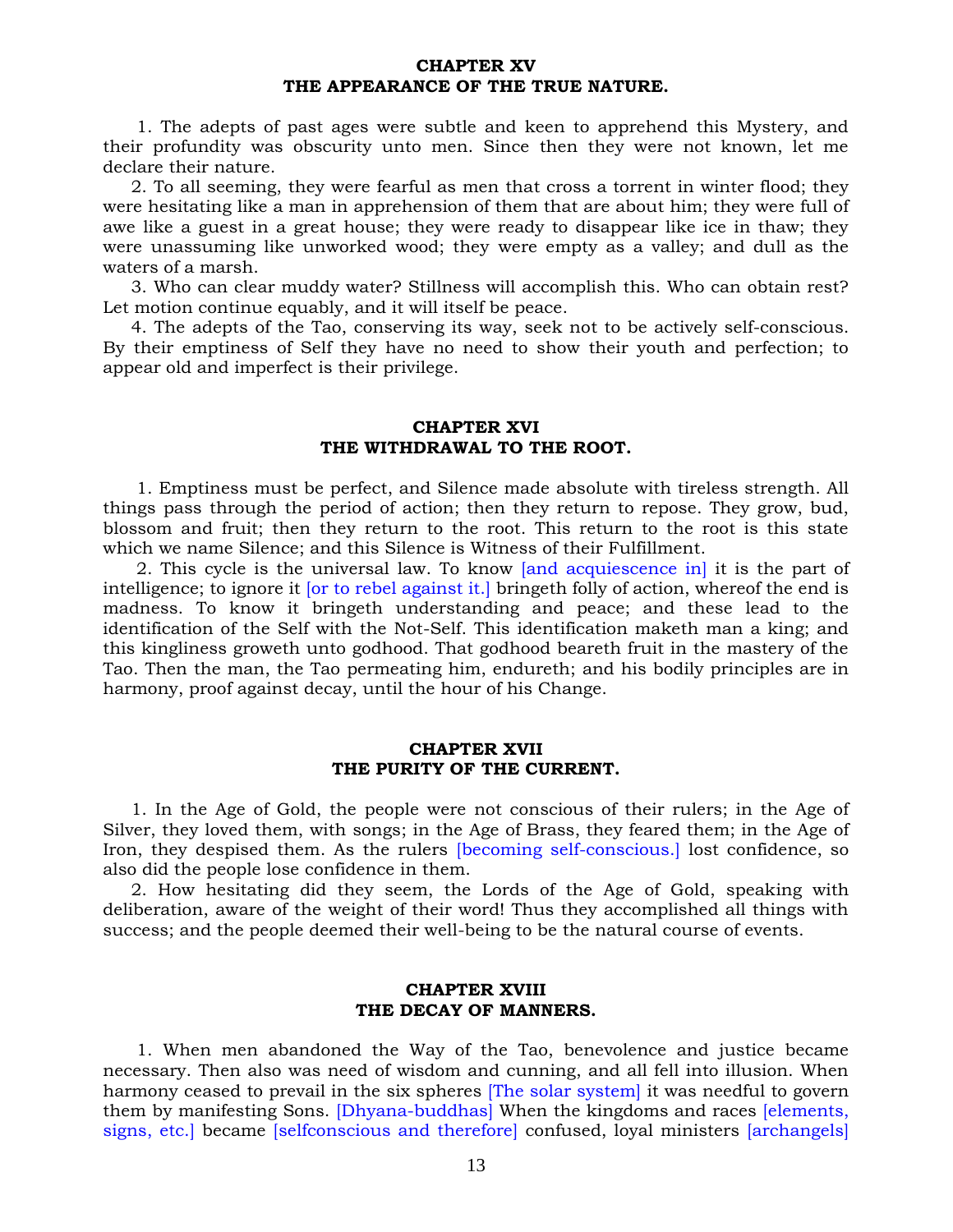## CHAPTER XV
## THE APPEARANCE OF THE TRUE NATURE.

1. The adepts of past ages were subtle and keen to apprehend this Mystery, and their profundity was obscurity unto men. Since then they were not known, let me declare their nature.

2. To all seeming, they were fearful as men that cross a torrent in winter flood; they were hesitating like a man in apprehension of them that are about him; they were full of awe like a guest in a great house; they were ready to disappear like ice in thaw; they were unassuming like unworked wood; they were empty as a valley; and dull as the waters of a marsh.

3. Who can clear muddy water? Stillness will accomplish this. Who can obtain rest? Let motion continue equably, and it will itself be peace.

4. The adepts of the Tao, conserving its way, seek not to be actively self-conscious. By their emptiness of Self they have no need to show their youth and perfection; to appear old and imperfect is their privilege.

## CHAPTER XVI
## THE WITHDRAWAL TO THE ROOT.

1. Emptiness must be perfect, and Silence made absolute with tireless strength. All things pass through the period of action; then they return to repose. They grow, bud, blossom and fruit; then they return to the root. This return to the root is this state which we name Silence; and this Silence is Witness of their Fulfillment.

2. This cycle is the universal law. To know [and acquiescence in] it is the part of intelligence; to ignore it [or to rebel against it.] bringeth folly of action, whereof the end is madness. To know it bringeth understanding and peace; and these lead to the identification of the Self with the Not-Self. This identification maketh man a king; and this kingliness groweth unto godhood. That godhood beareth fruit in the mastery of the Tao. Then the man, the Tao permeating him, endureth; and his bodily principles are in harmony, proof against decay, until the hour of his Change.

## CHAPTER XVII
## THE PURITY OF THE CURRENT.

1. In the Age of Gold, the people were not conscious of their rulers; in the Age of Silver, they loved them, with songs; in the Age of Brass, they feared them; in the Age of Iron, they despised them. As the rulers [becoming self-conscious.] lost confidence, so also did the people lose confidence in them.

2. How hesitating did they seem, the Lords of the Age of Gold, speaking with deliberation, aware of the weight of their word! Thus they accomplished all things with success; and the people deemed their well-being to be the natural course of events.

## CHAPTER XVIII
## THE DECAY OF MANNERS.

1. When men abandoned the Way of the Tao, benevolence and justice became necessary. Then also was need of wisdom and cunning, and all fell into illusion. When harmony ceased to prevail in the six spheres [The solar system] it was needful to govern them by manifesting Sons. [Dhyana-buddhas] When the kingdoms and races [elements, signs, etc.] became [selfconscious and therefore] confused, loyal ministers [archangels]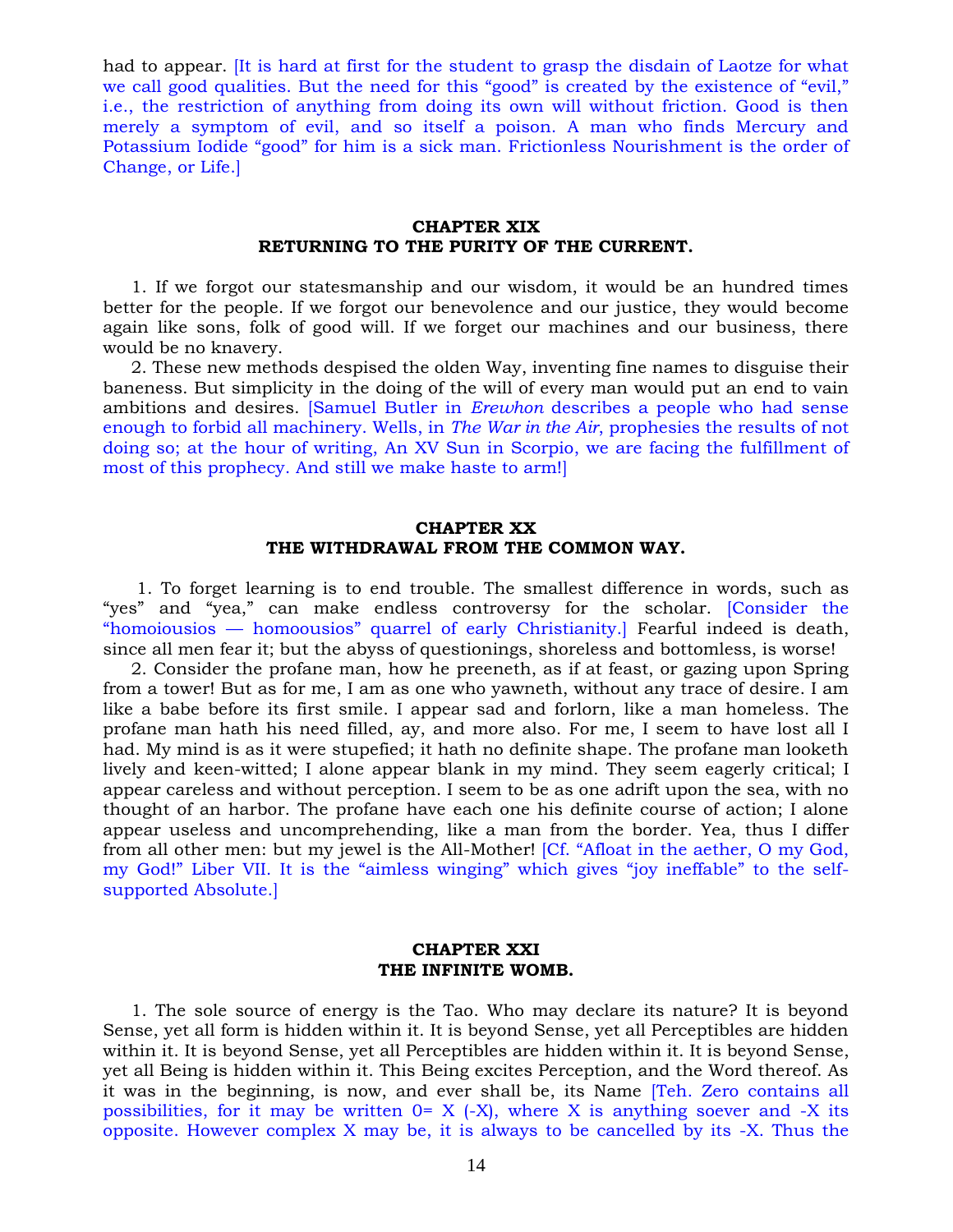had to appear. [It is hard at first for the student to grasp the disdain of Laotze for what we call good qualities. But the need for this "good" is created by the existence of "evil," i.e., the restriction of anything from doing its own will without friction. Good is then merely a symptom of evil, and so itself a poison. A man who finds Mercury and Potassium Iodide "good" for him is a sick man. Frictionless Nourishment is the order of Change, or Life.]

## CHAPTER XIX
## RETURNING TO THE PURITY OF THE CURRENT.

1. If we forgot our statesmanship and our wisdom, it would be an hundred times better for the people. If we forgot our benevolence and our justice, they would become again like sons, folk of good will. If we forget our machines and our business, there would be no knavery.

2. These new methods despised the olden Way, inventing fine names to disguise their baneness. But simplicity in the doing of the will of every man would put an end to vain ambitions and desires. [Samuel Butler in *Erewhon* describes a people who had sense enough to forbid all machinery. Wells, in *The War in the Air*, prophesies the results of not doing so; at the hour of writing, An XV Sun in Scorpio, we are facing the fulfillment of most of this prophecy. And still we make haste to arm!]

## CHAPTER XX
## THE WITHDRAWAL FROM THE COMMON WAY.

1. To forget learning is to end trouble. The smallest difference in words, such as "yes" and "yea," can make endless controversy for the scholar. [Consider the "homoiousios — homoousios" quarrel of early Christianity.] Fearful indeed is death, since all men fear it; but the abyss of questionings, shoreless and bottomless, is worse!

2. Consider the profane man, how he preeneth, as if at feast, or gazing upon Spring from a tower! But as for me, I am as one who yawneth, without any trace of desire. I am like a babe before its first smile. I appear sad and forlorn, like a man homeless. The profane man hath his need filled, ay, and more also. For me, I seem to have lost all I had. My mind is as it were stupefied; it hath no definite shape. The profane man looketh lively and keen-witted; I alone appear blank in my mind. They seem eagerly critical; I appear careless and without perception. I seem to be as one adrift upon the sea, with no thought of an harbor. The profane have each one his definite course of action; I alone appear useless and uncomprehending, like a man from the border. Yea, thus I differ from all other men: but my jewel is the All-Mother! [Cf. "Afloat in the aether, O my God, my God!" Liber VII. It is the "aimless winging" which gives "joy ineffable" to the self-supported Absolute.]

## CHAPTER XXI
## THE INFINITE WOMB.

1. The sole source of energy is the Tao. Who may declare its nature? It is beyond Sense, yet all form is hidden within it. It is beyond Sense, yet all Perceptibles are hidden within it. It is beyond Sense, yet all Perceptibles are hidden within it. It is beyond Sense, yet all Being is hidden within it. This Being excites Perception, and the Word thereof. As it was in the beginning, is now, and ever shall be, its Name [Teh. Zero contains all possibilities, for it may be written $0= X (-X)$, where X is anything soever and -X its opposite. However complex X may be, it is always to be cancelled by its -X. Thus the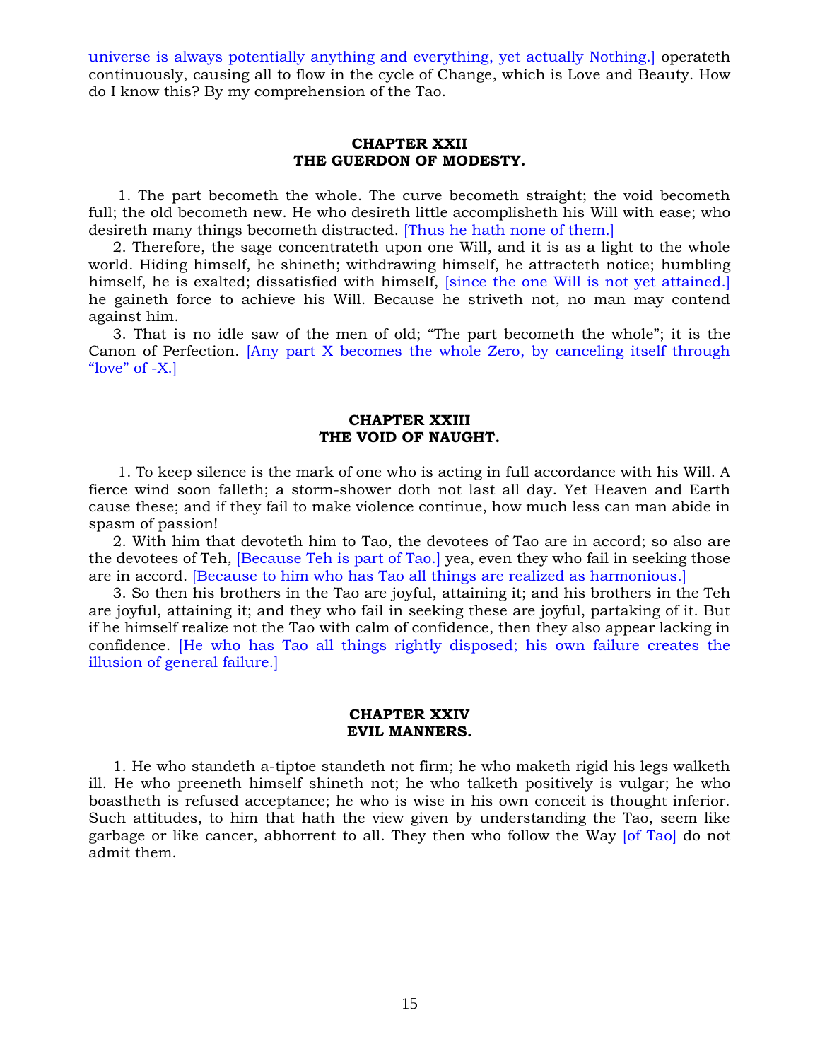universe is always potentially anything and everything, yet actually Nothing.] operateth continuously, causing all to flow in the cycle of Change, which is Love and Beauty. How do I know this? By my comprehension of the Tao.

## CHAPTER XXII
## THE GUERDON OF MODESTY.

1. The part becometh the whole. The curve becometh straight; the void becometh full; the old becometh new. He who desireth little accomplisheth his Will with ease; who desireth many things becometh distracted. [Thus he hath none of them.]

2. Therefore, the sage concentrateth upon one Will, and it is as a light to the whole world. Hiding himself, he shineth; withdrawing himself, he attracteth notice; humbling himself, he is exalted; dissatisfied with himself, [since the one Will is not yet attained.] he gaineth force to achieve his Will. Because he striveth not, no man may contend against him.

3. That is no idle saw of the men of old; "The part becometh the whole"; it is the Canon of Perfection. [Any part X becomes the whole Zero, by canceling itself through "love" of -X.]

## CHAPTER XXIII
## THE VOID OF NAUGHT.

1. To keep silence is the mark of one who is acting in full accordance with his Will. A fierce wind soon falleth; a storm-shower doth not last all day. Yet Heaven and Earth cause these; and if they fail to make violence continue, how much less can man abide in spasm of passion!

2. With him that devoteth him to Tao, the devotees of Tao are in accord; so also are the devotees of Teh, [Because Teh is part of Tao.] yea, even they who fail in seeking those are in accord. [Because to him who has Tao all things are realized as harmonious.]

3. So then his brothers in the Tao are joyful, attaining it; and his brothers in the Teh are joyful, attaining it; and they who fail in seeking these are joyful, partaking of it. But if he himself realize not the Tao with calm of confidence, then they also appear lacking in confidence. [He who has Tao all things rightly disposed; his own failure creates the illusion of general failure.]

## CHAPTER XXIV
## EVIL MANNERS.

1. He who standeth a-tiptoe standeth not firm; he who maketh rigid his legs walketh ill. He who preeneth himself shineth not; he who talketh positively is vulgar; he who boasteth is refused acceptance; he who is wise in his own conceit is thought inferior. Such attitudes, to him that hath the view given by understanding the Tao, seem like garbage or like cancer, abhorrent to all. They then who follow the Way [of Tao] do not admit them.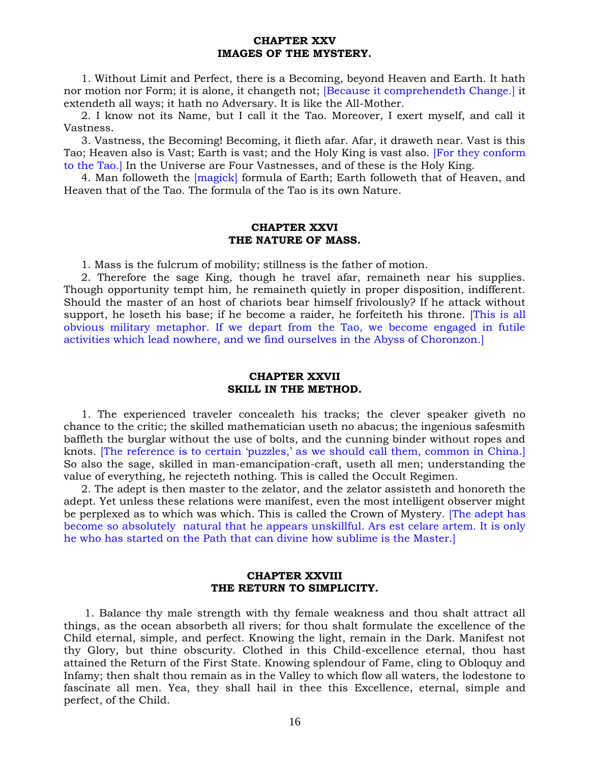## CHAPTER XXV
## IMAGES OF THE MYSTERY.

1. Without Limit and Perfect, there is a Becoming, beyond Heaven and Earth. It hath nor motion nor Form; it is alone, it changeth not; [Because it comprehendeth Change.] it extendeth all ways; it hath no Adversary. It is like the All-Mother.

2. I know not its Name, but I call it the Tao. Moreover, I exert myself, and call it Vastness.

3. Vastness, the Becoming! Becoming, it flieth afar. Afar, it draweth near. Vast is this Tao; Heaven also is Vast; Earth is vast; and the Holy King is vast also. [For they conform to the Tao.] In the Universe are Four Vastnesses, and of these is the Holy King.

4. Man followeth the [magick] formula of Earth; Earth followeth that of Heaven, and Heaven that of the Tao. The formula of the Tao is its own Nature.

## CHAPTER XXVI
## THE NATURE OF MASS.

1. Mass is the fulcrum of mobility; stillness is the father of motion.

2. Therefore the sage King, though he travel afar, remaineth near his supplies. Though opportunity tempt him, he remaineth quietly in proper disposition, indifferent. Should the master of an host of chariots bear himself frivolously? If he attack without support, he loseth his base; if he become a raider, he forfeiteth his throne. [This is all obvious military metaphor. If we depart from the Tao, we become engaged in futile activities which lead nowhere, and we find ourselves in the Abyss of Choronzon.]

## CHAPTER XXVII
## SKILL IN THE METHOD.

1. The experienced traveler concealeth his tracks; the clever speaker giveth no chance to the critic; the skilled mathematician useth no abacus; the ingenious safesmith baffleth the burglar without the use of bolts, and the cunning binder without ropes and knots. [The reference is to certain 'puzzles,' as we should call them, common in China.] So also the sage, skilled in man-emancipation-craft, useth all men; understanding the value of everything, he rejecteth nothing. This is called the Occult Regimen.

2. The adept is then master to the zelator, and the zelator assisteth and honoreth the adept. Yet unless these relations were manifest, even the most intelligent observer might be perplexed as to which was which. This is called the Crown of Mystery. [The adept has become so absolutely natural that he appears unskillful. Ars est celare artem. It is only he who has started on the Path that can divine how sublime is the Master.]

## CHAPTER XXVIII
## THE RETURN TO SIMPLICITY.

1. Balance thy male strength with thy female weakness and thou shalt attract all things, as the ocean absorbeth all rivers; for thou shalt formulate the excellence of the Child eternal, simple, and perfect. Knowing the light, remain in the Dark. Manifest not thy Glory, but thine obscurity. Clothed in this Child-excellence eternal, thou hast attained the Return of the First State. Knowing splendour of Fame, cling to Obloquy and Infamy; then shalt thou remain as in the Valley to which flow all waters, the lodestone to fascinate all men. Yea, they shall hail in thee this Excellence, eternal, simple and perfect, of the Child.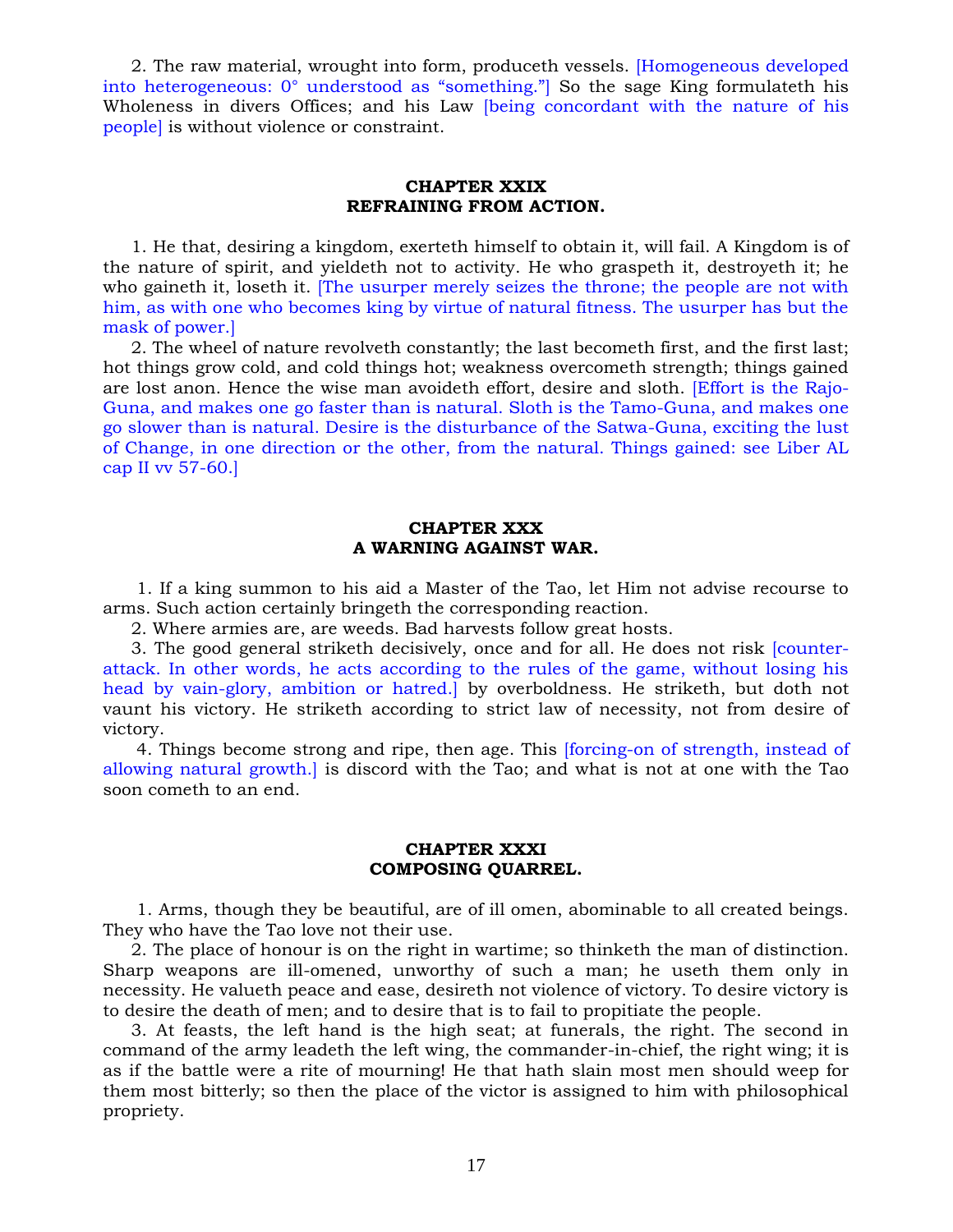2. The raw material, wrought into form, produceth vessels. [Homogeneous developed into heterogeneous: 0° understood as "something."] So the sage King formulateth his Wholeness in divers Offices; and his Law [being concordant with the nature of his people] is without violence or constraint.

## CHAPTER XXIX
## REFRAINING FROM ACTION.

1. He that, desiring a kingdom, exerteth himself to obtain it, will fail. A Kingdom is of the nature of spirit, and yieldeth not to activity. He who graspeth it, destroyeth it; he who gaineth it, loseth it. [The usurper merely seizes the throne; the people are not with him, as with one who becomes king by virtue of natural fitness. The usurper has but the mask of power.]

2. The wheel of nature revolveth constantly; the last becometh first, and the first last; hot things grow cold, and cold things hot; weakness overcometh strength; things gained are lost anon. Hence the wise man avoideth effort, desire and sloth. [Effort is the Rajo-Guna, and makes one go faster than is natural. Sloth is the Tamo-Guna, and makes one go slower than is natural. Desire is the disturbance of the Satwa-Guna, exciting the lust of Change, in one direction or the other, from the natural. Things gained: see Liber AL cap II vv 57-60.]

## CHAPTER XXX
## A WARNING AGAINST WAR.

1. If a king summon to his aid a Master of the Tao, let Him not advise recourse to arms. Such action certainly bringeth the corresponding reaction.

2. Where armies are, are weeds. Bad harvests follow great hosts.

3. The good general striketh decisively, once and for all. He does not risk [counter-attack. In other words, he acts according to the rules of the game, without losing his head by vain-glory, ambition or hatred.] by overboldness. He striketh, but doth not vaunt his victory. He striketh according to strict law of necessity, not from desire of victory.

4. Things become strong and ripe, then age. This [forcing-on of strength, instead of allowing natural growth.] is discord with the Tao; and what is not at one with the Tao soon cometh to an end.

## CHAPTER XXXI
## COMPOSING QUARREL.

1. Arms, though they be beautiful, are of ill omen, abominable to all created beings. They who have the Tao love not their use.

2. The place of honour is on the right in wartime; so thinketh the man of distinction. Sharp weapons are ill-omened, unworthy of such a man; he useth them only in necessity. He valueth peace and ease, desireth not violence of victory. To desire victory is to desire the death of men; and to desire that is to fail to propitiate the people.

3. At feasts, the left hand is the high seat; at funerals, the right. The second in command of the army leadeth the left wing, the commander-in-chief, the right wing; it is as if the battle were a rite of mourning! He that hath slain most men should weep for them most bitterly; so then the place of the victor is assigned to him with philosophical propriety.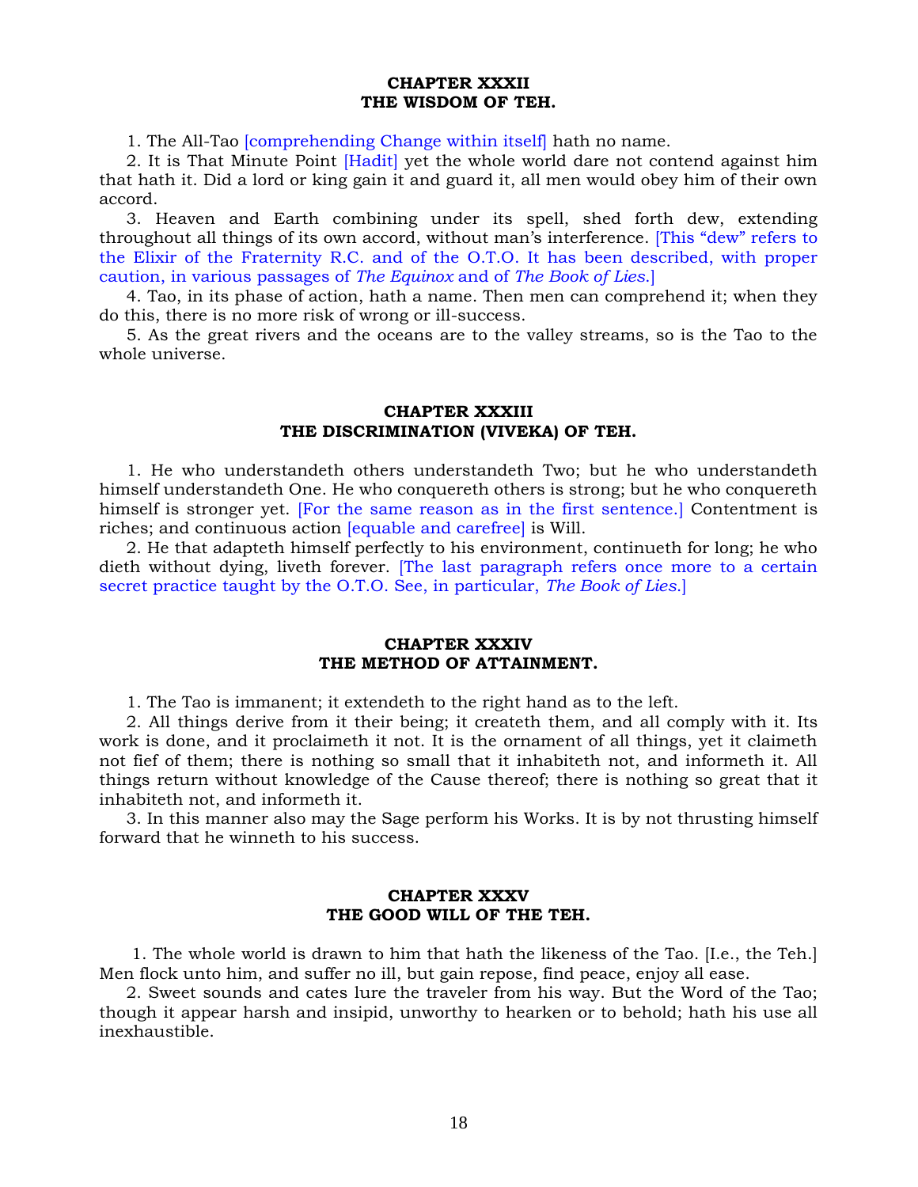### CHAPTER XXXII
### THE WISDOM OF TEH.

1. The All-Tao [comprehending Change within itself] hath no name.

2. It is That Minute Point [Hadit] yet the whole world dare not contend against him that hath it. Did a lord or king gain it and guard it, all men would obey him of their own accord.

3. Heaven and Earth combining under its spell, shed forth dew, extending throughout all things of its own accord, without man's interference. [This "dew" refers to the Elixir of the Fraternity R.C. and of the O.T.O. It has been described, with proper caution, in various passages of *The Equinox* and of *The Book of Lies*.]

4. Tao, in its phase of action, hath a name. Then men can comprehend it; when they do this, there is no more risk of wrong or ill-success.

5. As the great rivers and the oceans are to the valley streams, so is the Tao to the whole universe.

### CHAPTER XXXIII
### THE DISCRIMINATION (VIVEKA) OF TEH.

1. He who understandeth others understandeth Two; but he who understandeth himself understandeth One. He who conquereth others is strong; but he who conquereth himself is stronger yet. [For the same reason as in the first sentence.] Contentment is riches; and continuous action [equable and carefree] is Will.

2. He that adapteth himself perfectly to his environment, continueth for long; he who dieth without dying, liveth forever. [The last paragraph refers once more to a certain secret practice taught by the O.T.O. See, in particular, *The Book of Lies*.]

### CHAPTER XXXIV
### THE METHOD OF ATTAINMENT.

1. The Tao is immanent; it extendeth to the right hand as to the left.

2. All things derive from it their being; it createth them, and all comply with it. Its work is done, and it proclaimeth it not. It is the ornament of all things, yet it claimeth not fief of them; there is nothing so small that it inhabiteth not, and informeth it. All things return without knowledge of the Cause thereof; there is nothing so great that it inhabiteth not, and informeth it.

3. In this manner also may the Sage perform his Works. It is by not thrusting himself forward that he winneth to his success.

### CHAPTER XXXV
### THE GOOD WILL OF THE TEH.

1. The whole world is drawn to him that hath the likeness of the Tao. [I.e., the Teh.] Men flock unto him, and suffer no ill, but gain repose, find peace, enjoy all ease.

2. Sweet sounds and cates lure the traveler from his way. But the Word of the Tao; though it appear harsh and insipid, unworthy to hearken or to behold; hath his use all inexhaustible.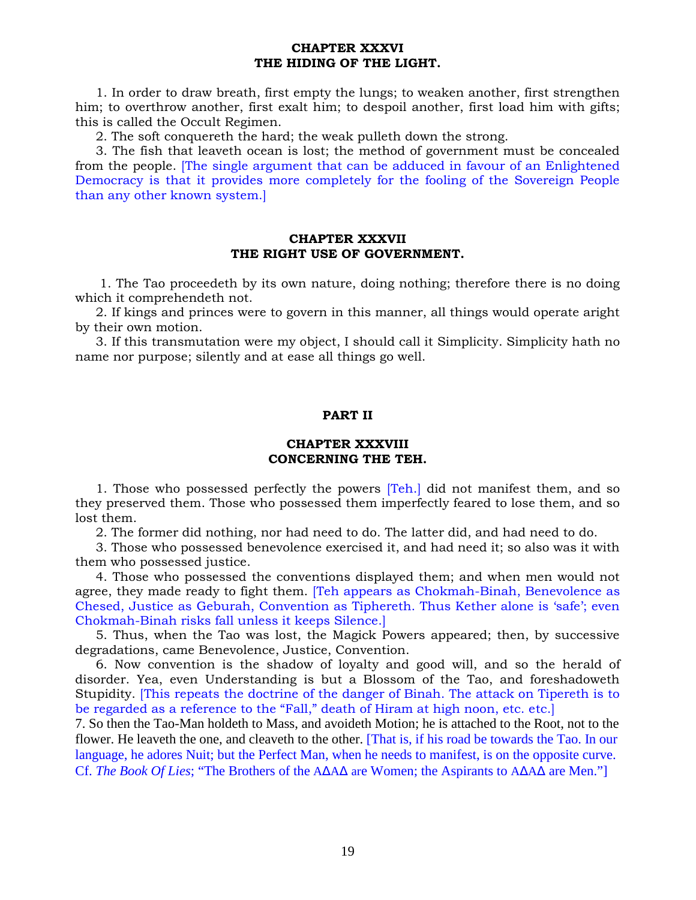## CHAPTER XXXVI
## THE HIDING OF THE LIGHT.

1. In order to draw breath, first empty the lungs; to weaken another, first strengthen him; to overthrow another, first exalt him; to despoil another, first load him with gifts; this is called the Occult Regimen.

2. The soft conquereth the hard; the weak pulleth down the strong.

3. The fish that leaveth ocean is lost; the method of government must be concealed from the people. [The single argument that can be adduced in favour of an Enlightened Democracy is that it provides more completely for the fooling of the Sovereign People than any other known system.]

## CHAPTER XXXVII
## THE RIGHT USE OF GOVERNMENT.

1. The Tao proceedeth by its own nature, doing nothing; therefore there is no doing which it comprehendeth not.

2. If kings and princes were to govern in this manner, all things would operate aright by their own motion.

3. If this transmutation were my object, I should call it Simplicity. Simplicity hath no name nor purpose; silently and at ease all things go well.

# PART II

## CHAPTER XXXVIII
## CONCERNING THE TEH.

1. Those who possessed perfectly the powers [Teh.] did not manifest them, and so they preserved them. Those who possessed them imperfectly feared to lose them, and so lost them.

2. The former did nothing, nor had need to do. The latter did, and had need to do.

3. Those who possessed benevolence exercised it, and had need it; so also was it with them who possessed justice.

4. Those who possessed the conventions displayed them; and when men would not agree, they made ready to fight them. [Teh appears as Chokmah-Binah, Benevolence as Chesed, Justice as Geburah, Convention as Tiphereth. Thus Kether alone is 'safe'; even Chokmah-Binah risks fall unless it keeps Silence.]

5. Thus, when the Tao was lost, the Magick Powers appeared; then, by successive degradations, came Benevolence, Justice, Convention.

6. Now convention is the shadow of loyalty and good will, and so the herald of disorder. Yea, even Understanding is but a Blossom of the Tao, and foreshadoweth Stupidity. [This repeats the doctrine of the danger of Binah. The attack on Tipereth is to be regarded as a reference to the "Fall," death of Hiram at high noon, etc. etc.]

7. So then the Tao-Man holdeth to Mass, and avoideth Motion; he is attached to the Root, not to the flower. He leaveth the one, and cleaveth to the other. [That is, if his road be towards the Tao. In our language, he adores Nuit; but the Perfect Man, when he needs to manifest, is on the opposite curve. Cf. *The Book Of Lies*; "The Brothers of the AΔAΔ are Women; the Aspirants to AΔAΔ are Men."]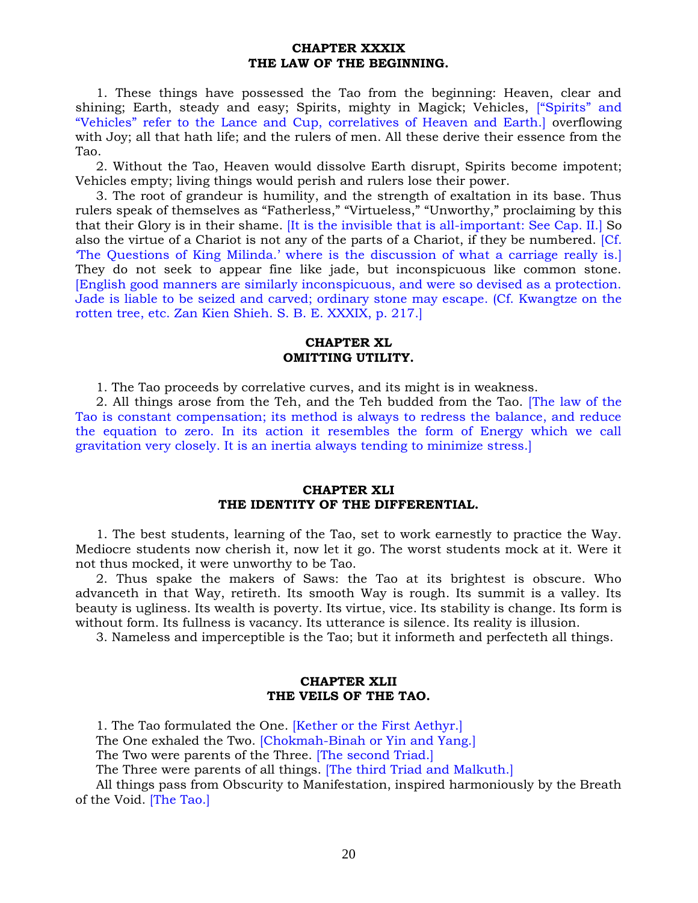### CHAPTER XXXIX
### THE LAW OF THE BEGINNING.

1. These things have possessed the Tao from the beginning: Heaven, clear and shining; Earth, steady and easy; Spirits, mighty in Magick; Vehicles, [“Spirits” and “Vehicles” refer to the Lance and Cup, correlatives of Heaven and Earth.] overflowing with Joy; all that hath life; and the rulers of men. All these derive their essence from the Tao.

2. Without the Tao, Heaven would dissolve Earth disrupt, Spirits become impotent; Vehicles empty; living things would perish and rulers lose their power.

3. The root of grandeur is humility, and the strength of exaltation in its base. Thus rulers speak of themselves as “Fatherless,” “Virtueless,” “Unworthy,” proclaiming by this that their Glory is in their shame. [It is the invisible that is all-important: See Cap. II.] So also the virtue of a Chariot is not any of the parts of a Chariot, if they be numbered. [Cf. ‘The Questions of King Milinda.’ where is the discussion of what a carriage really is.] They do not seek to appear fine like jade, but inconspicuous like common stone. [English good manners are similarly inconspicuous, and were so devised as a protection. Jade is liable to be seized and carved; ordinary stone may escape. (Cf. Kwangtze on the rotten tree, etc. Zan Kien Shieh. S. B. E. XXXIX, p. 217.]

### CHAPTER XL
### OMITTING UTILITY.

1. The Tao proceeds by correlative curves, and its might is in weakness.

2. All things arose from the Teh, and the Teh budded from the Tao. [The law of the Tao is constant compensation; its method is always to redress the balance, and reduce the equation to zero. In its action it resembles the form of Energy which we call gravitation very closely. It is an inertia always tending to minimize stress.]

### CHAPTER XLI
### THE IDENTITY OF THE DIFFERENTIAL.

1. The best students, learning of the Tao, set to work earnestly to practice the Way. Mediocre students now cherish it, now let it go. The worst students mock at it. Were it not thus mocked, it were unworthy to be Tao.

2. Thus spake the makers of Saws: the Tao at its brightest is obscure. Who advanceth in that Way, retireth. Its smooth Way is rough. Its summit is a valley. Its beauty is ugliness. Its wealth is poverty. Its virtue, vice. Its stability is change. Its form is without form. Its fullness is vacancy. Its utterance is silence. Its reality is illusion.

3. Nameless and imperceptible is the Tao; but it informeth and perfecteth all things.

### CHAPTER XLII
### THE VEILS OF THE TAO.

1. The Tao formulated the One. [Kether or the First Aethyr.]

The One exhaled the Two. [Chokmah-Binah or Yin and Yang.]

The Two were parents of the Three. [The second Triad.]

The Three were parents of all things. [The third Triad and Malkuth.]

All things pass from Obscurity to Manifestation, inspired harmoniously by the Breath of the Void. [The Tao.]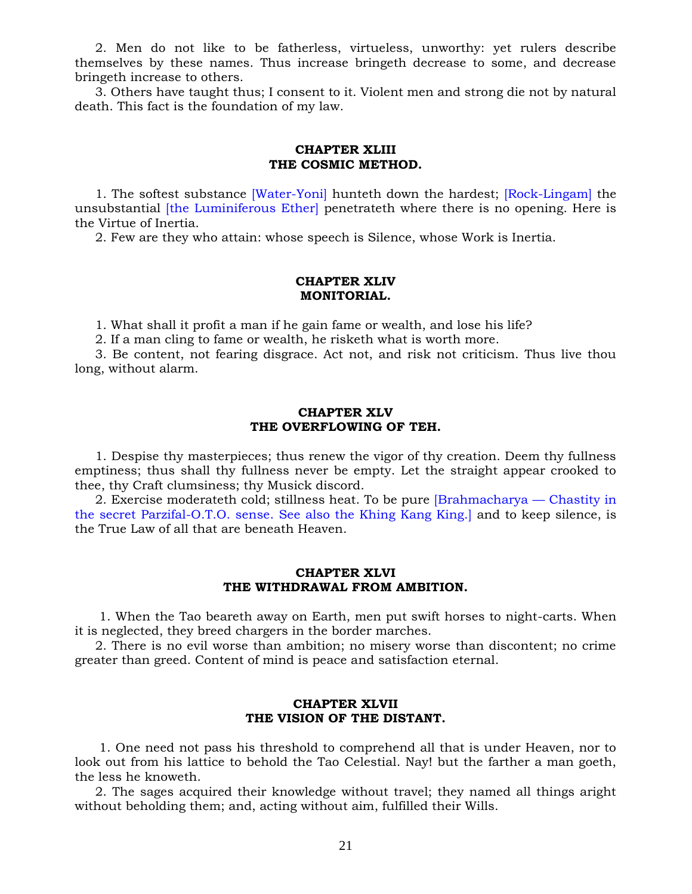2. Men do not like to be fatherless, virtueless, unworthy: yet rulers describe themselves by these names. Thus increase bringeth decrease to some, and decrease bringeth increase to others.

3. Others have taught thus; I consent to it. Violent men and strong die not by natural death. This fact is the foundation of my law.

## CHAPTER XLIII
## THE COSMIC METHOD.

1. The softest substance [Water-Yoni] hunteth down the hardest; [Rock-Lingam] the unsubstantial [the Luminiferous Ether] penetrateth where there is no opening. Here is the Virtue of Inertia.

2. Few are they who attain: whose speech is Silence, whose Work is Inertia.

## CHAPTER XLIV
## MONITORIAL.

1. What shall it profit a man if he gain fame or wealth, and lose his life?

2. If a man cling to fame or wealth, he risketh what is worth more.

3. Be content, not fearing disgrace. Act not, and risk not criticism. Thus live thou long, without alarm.

## CHAPTER XLV
## THE OVERFLOWING OF TEH.

1. Despise thy masterpieces; thus renew the vigor of thy creation. Deem thy fullness emptiness; thus shall thy fullness never be empty. Let the straight appear crooked to thee, thy Craft clumsiness; thy Musick discord.

2. Exercise moderateth cold; stillness heat. To be pure [Brahmacharya — Chastity in the secret Parzifal-O.T.O. sense. See also the Khing Kang King.] and to keep silence, is the True Law of all that are beneath Heaven.

## CHAPTER XLVI
## THE WITHDRAWAL FROM AMBITION.

1. When the Tao beareth away on Earth, men put swift horses to night-carts. When it is neglected, they breed chargers in the border marches.

2. There is no evil worse than ambition; no misery worse than discontent; no crime greater than greed. Content of mind is peace and satisfaction eternal.

## CHAPTER XLVII
## THE VISION OF THE DISTANT.

1. One need not pass his threshold to comprehend all that is under Heaven, nor to look out from his lattice to behold the Tao Celestial. Nay! but the farther a man goeth, the less he knoweth.

2. The sages acquired their knowledge without travel; they named all things aright without beholding them; and, acting without aim, fulfilled their Wills.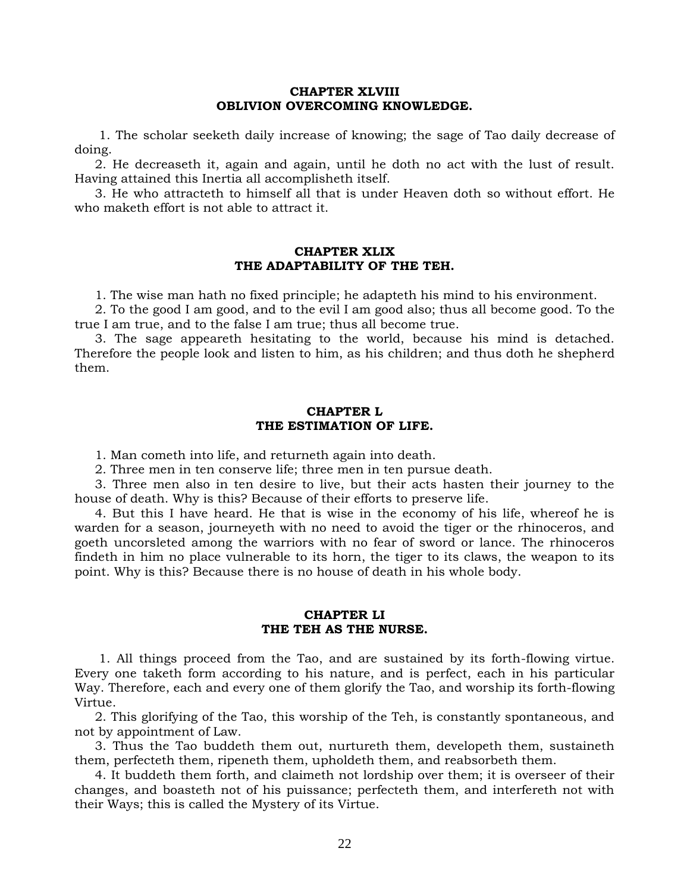## CHAPTER XLVIII
## OBLIVION OVERCOMING KNOWLEDGE.

1. The scholar seeketh daily increase of knowing; the sage of Tao daily decrease of doing.

2. He decreaseth it, again and again, until he doth no act with the lust of result. Having attained this Inertia all accomplisheth itself.

3. He who attracteth to himself all that is under Heaven doth so without effort. He who maketh effort is not able to attract it.

## CHAPTER XLIX
## THE ADAPTABILITY OF THE TEH.

1. The wise man hath no fixed principle; he adapteth his mind to his environment.

2. To the good I am good, and to the evil I am good also; thus all become good. To the true I am true, and to the false I am true; thus all become true.

3. The sage appeareth hesitating to the world, because his mind is detached. Therefore the people look and listen to him, as his children; and thus doth he shepherd them.

## CHAPTER L
## THE ESTIMATION OF LIFE.

1. Man cometh into life, and returneth again into death.

2. Three men in ten conserve life; three men in ten pursue death.

3. Three men also in ten desire to live, but their acts hasten their journey to the house of death. Why is this? Because of their efforts to preserve life.

4. But this I have heard. He that is wise in the economy of his life, whereof he is warden for a season, journeyeth with no need to avoid the tiger or the rhinoceros, and goeth uncorsleted among the warriors with no fear of sword or lance. The rhinoceros findeth in him no place vulnerable to its horn, the tiger to its claws, the weapon to its point. Why is this? Because there is no house of death in his whole body.

## CHAPTER LI
## THE TEH AS THE NURSE.

1. All things proceed from the Tao, and are sustained by its forth-flowing virtue. Every one taketh form according to his nature, and is perfect, each in his particular Way. Therefore, each and every one of them glorify the Tao, and worship its forth-flowing Virtue.

2. This glorifying of the Tao, this worship of the Teh, is constantly spontaneous, and not by appointment of Law.

3. Thus the Tao buddeth them out, nurtureth them, developeth them, sustaineth them, perfecteth them, ripeneth them, upholdeth them, and reabsorbeth them.

4. It buddeth them forth, and claimeth not lordship over them; it is overseer of their changes, and boasteth not of his puissance; perfecteth them, and interfereth not with their Ways; this is called the Mystery of its Virtue.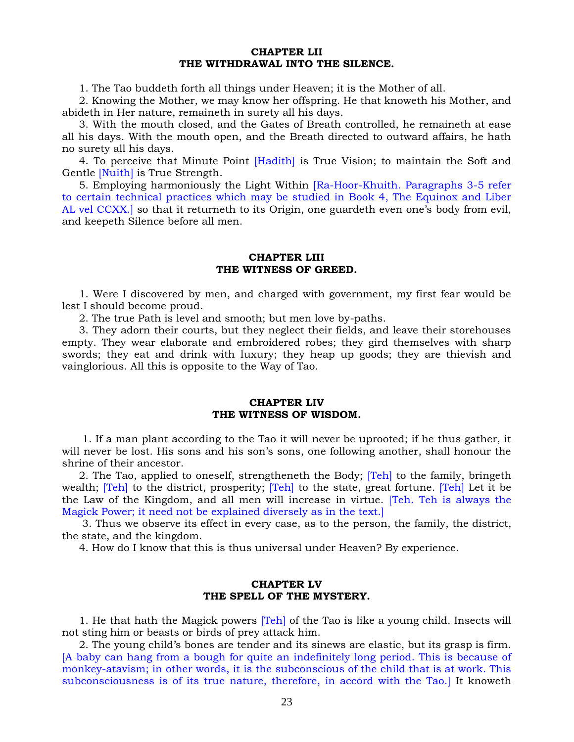## CHAPTER LII
## THE WITHDRAWAL INTO THE SILENCE.

1. The Tao buddeth forth all things under Heaven; it is the Mother of all.

2. Knowing the Mother, we may know her offspring. He that knoweth his Mother, and abideth in Her nature, remaineth in surety all his days.

3. With the mouth closed, and the Gates of Breath controlled, he remaineth at ease all his days. With the mouth open, and the Breath directed to outward affairs, he hath no surety all his days.

4. To perceive that Minute Point [Hadith] is True Vision; to maintain the Soft and Gentle [Nuith] is True Strength.

5. Employing harmoniously the Light Within [Ra-Hoor-Khuith. Paragraphs 3-5 refer to certain technical practices which may be studied in Book 4, The Equinox and Liber AL vel CCXX.] so that it returneth to its Origin, one guardeth even one's body from evil, and keepeth Silence before all men.

## CHAPTER LIII
## THE WITNESS OF GREED.

1. Were I discovered by men, and charged with government, my first fear would be lest I should become proud.

2. The true Path is level and smooth; but men love by-paths.

3. They adorn their courts, but they neglect their fields, and leave their storehouses empty. They wear elaborate and embroidered robes; they gird themselves with sharp swords; they eat and drink with luxury; they heap up goods; they are thievish and vainglorious. All this is opposite to the Way of Tao.

## CHAPTER LIV
## THE WITNESS OF WISDOM.

1. If a man plant according to the Tao it will never be uprooted; if he thus gather, it will never be lost. His sons and his son's sons, one following another, shall honour the shrine of their ancestor.

2. The Tao, applied to oneself, strengtheneth the Body; [Teh] to the family, bringeth wealth; [Teh] to the district, prosperity; [Teh] to the state, great fortune. [Teh] Let it be the Law of the Kingdom, and all men will increase in virtue. [Teh. Teh is always the Magick Power; it need not be explained diversely as in the text.]

3. Thus we observe its effect in every case, as to the person, the family, the district, the state, and the kingdom.

4. How do I know that this is thus universal under Heaven? By experience.

## CHAPTER LV
## THE SPELL OF THE MYSTERY.

1. He that hath the Magick powers [Teh] of the Tao is like a young child. Insects will not sting him or beasts or birds of prey attack him.

2. The young child's bones are tender and its sinews are elastic, but its grasp is firm. [A baby can hang from a bough for quite an indefinitely long period. This is because of monkey-atavism; in other words, it is the subconscious of the child that is at work. This subconsciousness is of its true nature, therefore, in accord with the Tao.] It knoweth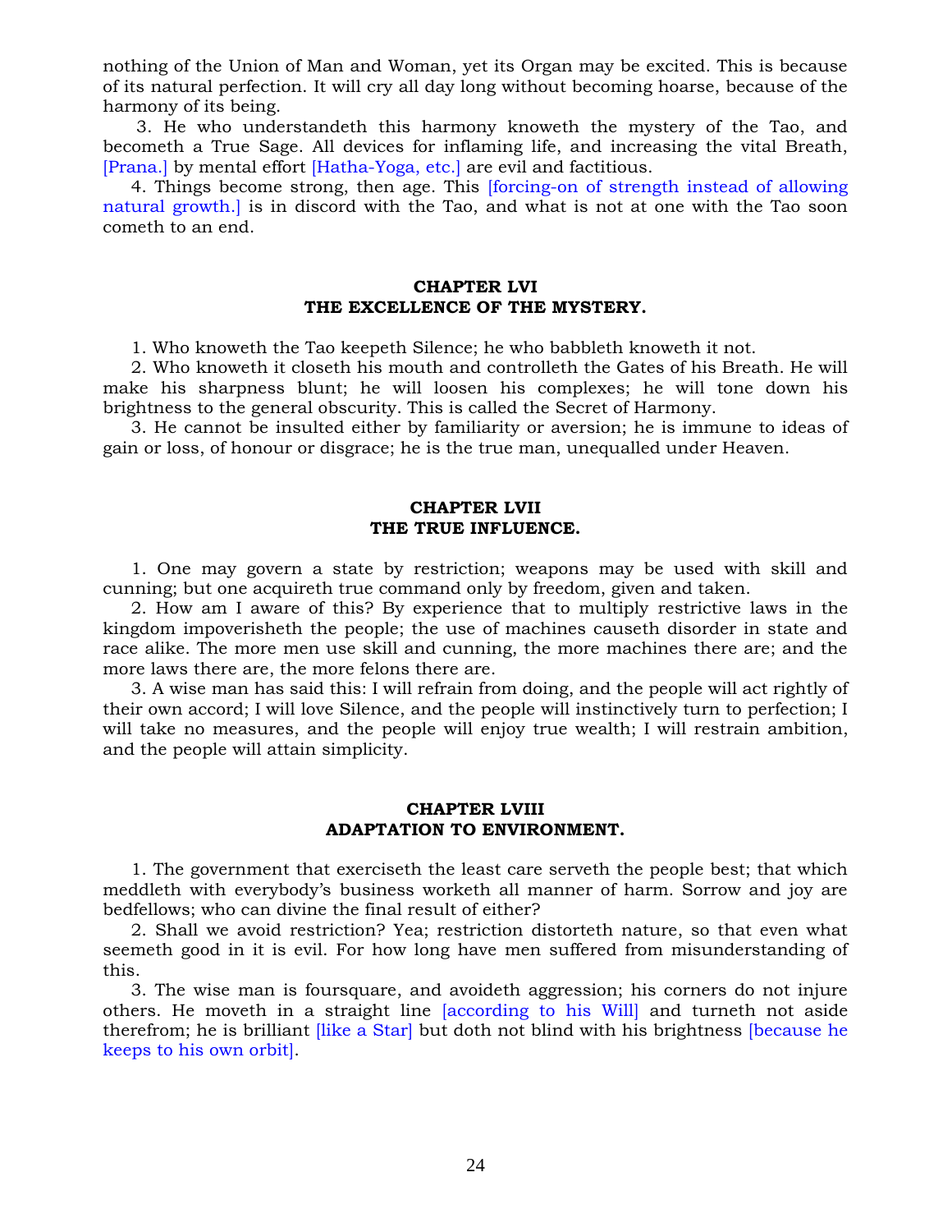nothing of the Union of Man and Woman, yet its Organ may be excited. This is because of its natural perfection. It will cry all day long without becoming hoarse, because of the harmony of its being.

3. He who understandeth this harmony knoweth the mystery of the Tao, and becometh a True Sage. All devices for inflaming life, and increasing the vital Breath, [Prana.] by mental effort [Hatha-Yoga, etc.] are evil and factitious.

4. Things become strong, then age. This [forcing-on of strength instead of allowing natural growth.] is in discord with the Tao, and what is not at one with the Tao soon cometh to an end.

### CHAPTER LVI
### THE EXCELLENCE OF THE MYSTERY.

1. Who knoweth the Tao keepeth Silence; he who babbleth knoweth it not.

2. Who knoweth it closeth his mouth and controlleth the Gates of his Breath. He will make his sharpness blunt; he will loosen his complexes; he will tone down his brightness to the general obscurity. This is called the Secret of Harmony.

3. He cannot be insulted either by familiarity or aversion; he is immune to ideas of gain or loss, of honour or disgrace; he is the true man, unequalled under Heaven.

### CHAPTER LVII
### THE TRUE INFLUENCE.

1. One may govern a state by restriction; weapons may be used with skill and cunning; but one acquireth true command only by freedom, given and taken.

2. How am I aware of this? By experience that to multiply restrictive laws in the kingdom impoverisheth the people; the use of machines causeth disorder in state and race alike. The more men use skill and cunning, the more machines there are; and the more laws there are, the more felons there are.

3. A wise man has said this: I will refrain from doing, and the people will act rightly of their own accord; I will love Silence, and the people will instinctively turn to perfection; I will take no measures, and the people will enjoy true wealth; I will restrain ambition, and the people will attain simplicity.

### CHAPTER LVIII
### ADAPTATION TO ENVIRONMENT.

1. The government that exerciseth the least care serveth the people best; that which meddleth with everybody's business worketh all manner of harm. Sorrow and joy are bedfellows; who can divine the final result of either?

2. Shall we avoid restriction? Yea; restriction distorteth nature, so that even what seemeth good in it is evil. For how long have men suffered from misunderstanding of this.

3. The wise man is foursquare, and avoideth aggression; his corners do not injure others. He moveth in a straight line [according to his Will] and turneth not aside therefrom; he is brilliant [like a Star] but doth not blind with his brightness [because he keeps to his own orbit].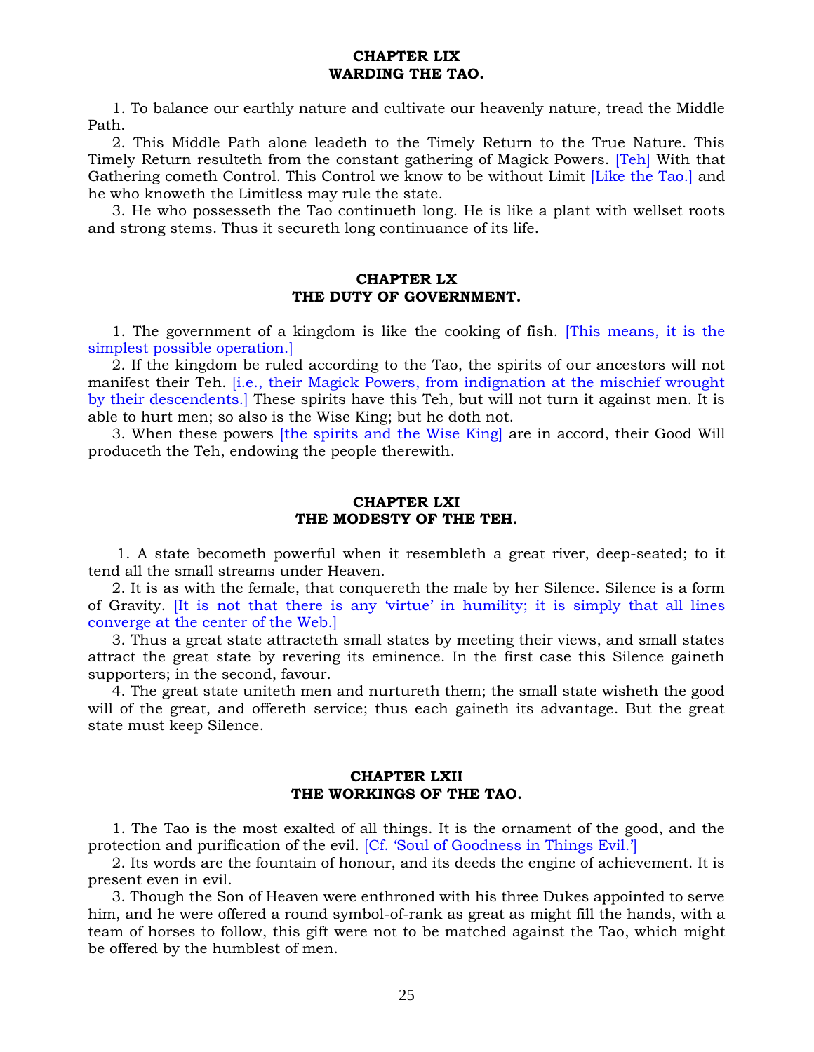## CHAPTER LIX
## WARDING THE TAO.

1. To balance our earthly nature and cultivate our heavenly nature, tread the Middle Path.

2. This Middle Path alone leadeth to the Timely Return to the True Nature. This Timely Return resulteth from the constant gathering of Magick Powers. [Teh] With that Gathering cometh Control. This Control we know to be without Limit [Like the Tao.] and he who knoweth the Limitless may rule the state.

3. He who possesseth the Tao continueth long. He is like a plant with wellset roots and strong stems. Thus it secureth long continuance of its life.

## CHAPTER LX
## THE DUTY OF GOVERNMENT.

1. The government of a kingdom is like the cooking of fish. [This means, it is the simplest possible operation.]

2. If the kingdom be ruled according to the Tao, the spirits of our ancestors will not manifest their Teh. [i.e., their Magick Powers, from indignation at the mischief wrought by their descendents.] These spirits have this Teh, but will not turn it against men. It is able to hurt men; so also is the Wise King; but he doth not.

3. When these powers [the spirits and the Wise King] are in accord, their Good Will produceth the Teh, endowing the people therewith.

## CHAPTER LXI
## THE MODESTY OF THE TEH.

1. A state becometh powerful when it resembleth a great river, deep-seated; to it tend all the small streams under Heaven.

2. It is as with the female, that conquereth the male by her Silence. Silence is a form of Gravity. [It is not that there is any 'virtue' in humility; it is simply that all lines converge at the center of the Web.]

3. Thus a great state attracteth small states by meeting their views, and small states attract the great state by revering its eminence. In the first case this Silence gaineth supporters; in the second, favour.

4. The great state uniteth men and nurtureth them; the small state wisheth the good will of the great, and offereth service; thus each gaineth its advantage. But the great state must keep Silence.

## CHAPTER LXII
## THE WORKINGS OF THE TAO.

1. The Tao is the most exalted of all things. It is the ornament of the good, and the protection and purification of the evil. [Cf. 'Soul of Goodness in Things Evil.']

2. Its words are the fountain of honour, and its deeds the engine of achievement. It is present even in evil.

3. Though the Son of Heaven were enthroned with his three Dukes appointed to serve him, and he were offered a round symbol-of-rank as great as might fill the hands, with a team of horses to follow, this gift were not to be matched against the Tao, which might be offered by the humblest of men.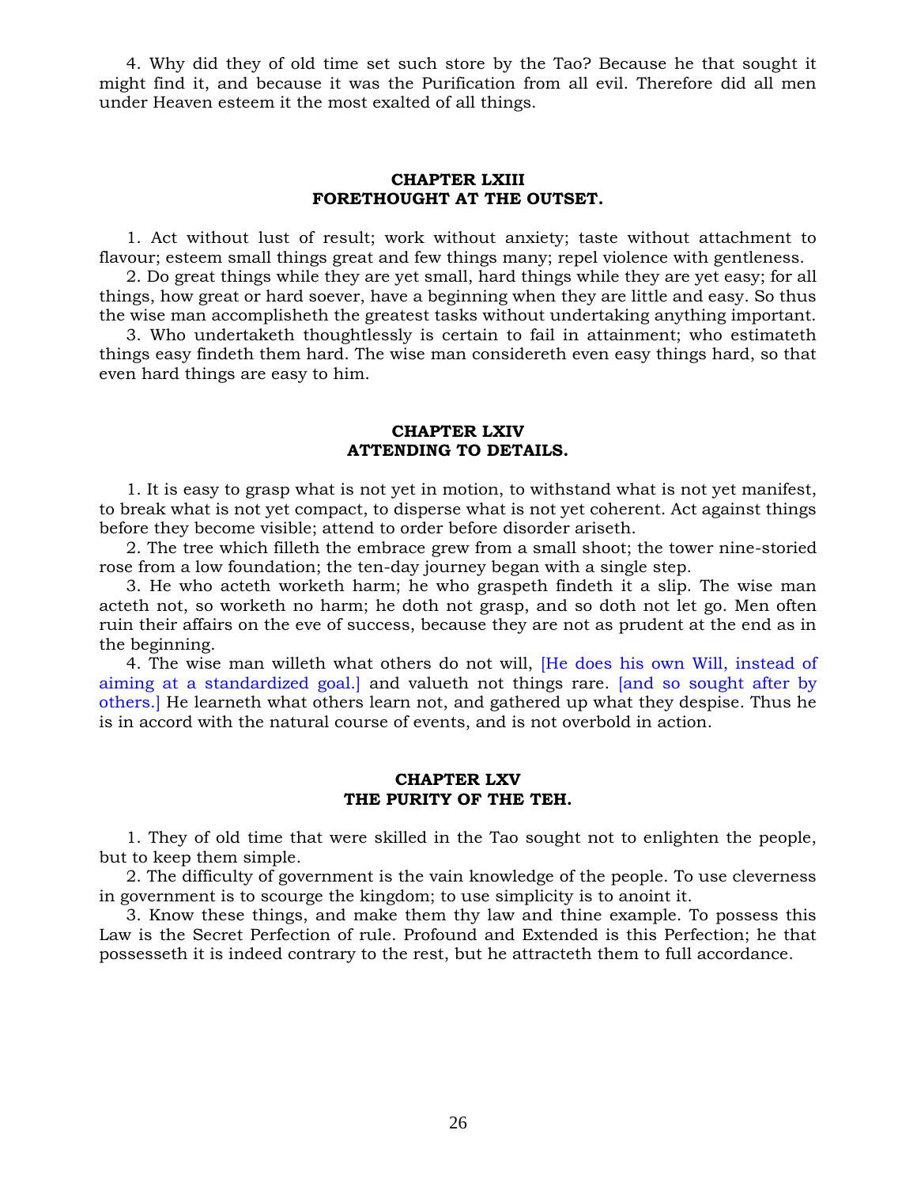4. Why did they of old time set such store by the Tao? Because he that sought it might find it, and because it was the Purification from all evil. Therefore did all men under Heaven esteem it the most exalted of all things.

## CHAPTER LXIII
## FORETHOUGHT AT THE OUTSET.

1. Act without lust of result; work without anxiety; taste without attachment to flavour; esteem small things great and few things many; repel violence with gentleness.

2. Do great things while they are yet small, hard things while they are yet easy; for all things, how great or hard soever, have a beginning when they are little and easy. So thus the wise man accomplisheth the greatest tasks without undertaking anything important.

3. Who undertaketh thoughtlessly is certain to fail in attainment; who estimateth things easy findeth them hard. The wise man considereth even easy things hard, so that even hard things are easy to him.

## CHAPTER LXIV
## ATTENDING TO DETAILS.

1. It is easy to grasp what is not yet in motion, to withstand what is not yet manifest, to break what is not yet compact, to disperse what is not yet coherent. Act against things before they become visible; attend to order before disorder ariseth.

2. The tree which filleth the embrace grew from a small shoot; the tower nine-storied rose from a low foundation; the ten-day journey began with a single step.

3. He who acteth worketh harm; he who graspeth findeth it a slip. The wise man acteth not, so worketh no harm; he doth not grasp, and so doth not let go. Men often ruin their affairs on the eve of success, because they are not as prudent at the end as in the beginning.

4. The wise man willeth what others do not will, [He does his own Will, instead of aiming at a standardized goal.] and valueth not things rare. [and so sought after by others.] He learneth what others learn not, and gathered up what they despise. Thus he is in accord with the natural course of events, and is not overbold in action.

## CHAPTER LXV
## THE PURITY OF THE TEH.

1. They of old time that were skilled in the Tao sought not to enlighten the people, but to keep them simple.

2. The difficulty of government is the vain knowledge of the people. To use cleverness in government is to scourge the kingdom; to use simplicity is to anoint it.

3. Know these things, and make them thy law and thine example. To possess this Law is the Secret Perfection of rule. Profound and Extended is this Perfection; he that possesseth it is indeed contrary to the rest, but he attracteth them to full accordance.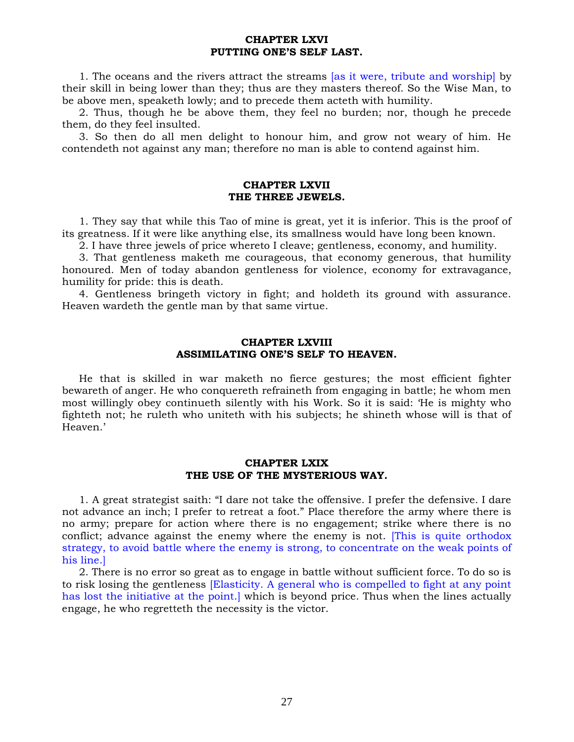## CHAPTER LXVI
## PUTTING ONE'S SELF LAST.

1. The oceans and the rivers attract the streams [as it were, tribute and worship] by their skill in being lower than they; thus are they masters thereof. So the Wise Man, to be above men, speaketh lowly; and to precede them acteth with humility.

2. Thus, though he be above them, they feel no burden; nor, though he precede them, do they feel insulted.

3. So then do all men delight to honour him, and grow not weary of him. He contendeth not against any man; therefore no man is able to contend against him.

## CHAPTER LXVII
## THE THREE JEWELS.

1. They say that while this Tao of mine is great, yet it is inferior. This is the proof of its greatness. If it were like anything else, its smallness would have long been known.

2. I have three jewels of price whereto I cleave; gentleness, economy, and humility.

3. That gentleness maketh me courageous, that economy generous, that humility honoured. Men of today abandon gentleness for violence, economy for extravagance, humility for pride: this is death.

4. Gentleness bringeth victory in fight; and holdeth its ground with assurance. Heaven wardeth the gentle man by that same virtue.

## CHAPTER LXVIII
## ASSIMILATING ONE'S SELF TO HEAVEN.

He that is skilled in war maketh no fierce gestures; the most efficient fighter bewareth of anger. He who conquereth refraineth from engaging in battle; he whom men most willingly obey continueth silently with his Work. So it is said: 'He is mighty who fighteth not; he ruleth who uniteth with his subjects; he shineth whose will is that of Heaven.'

## CHAPTER LXIX
## THE USE OF THE MYSTERIOUS WAY.

1. A great strategist saith: "I dare not take the offensive. I prefer the defensive. I dare not advance an inch; I prefer to retreat a foot." Place therefore the army where there is no army; prepare for action where there is no engagement; strike where there is no conflict; advance against the enemy where the enemy is not. [This is quite orthodox strategy, to avoid battle where the enemy is strong, to concentrate on the weak points of his line.]

2. There is no error so great as to engage in battle without sufficient force. To do so is to risk losing the gentleness [Elasticity. A general who is compelled to fight at any point has lost the initiative at the point.] which is beyond price. Thus when the lines actually engage, he who regretteth the necessity is the victor.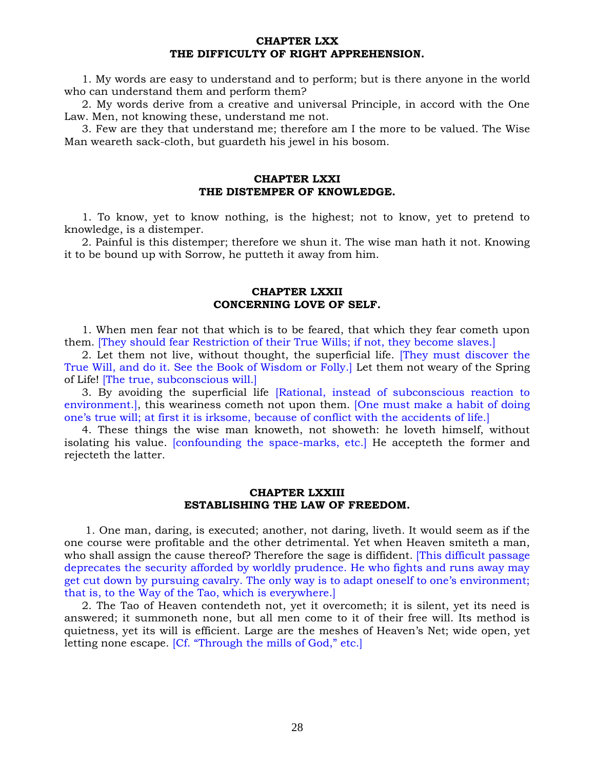## CHAPTER LXX
## THE DIFFICULTY OF RIGHT APPREHENSION.

1. My words are easy to understand and to perform; but is there anyone in the world who can understand them and perform them?

2. My words derive from a creative and universal Principle, in accord with the One Law. Men, not knowing these, understand me not.

3. Few are they that understand me; therefore am I the more to be valued. The Wise Man weareth sack-cloth, but guardeth his jewel in his bosom.

## CHAPTER LXXI
## THE DISTEMPER OF KNOWLEDGE.

1. To know, yet to know nothing, is the highest; not to know, yet to pretend to knowledge, is a distemper.

2. Painful is this distemper; therefore we shun it. The wise man hath it not. Knowing it to be bound up with Sorrow, he putteth it away from him.

## CHAPTER LXXII
## CONCERNING LOVE OF SELF.

1. When men fear not that which is to be feared, that which they fear cometh upon them. [They should fear Restriction of their True Wills; if not, they become slaves.]

2. Let them not live, without thought, the superficial life. [They must discover the True Will, and do it. See the Book of Wisdom or Folly.] Let them not weary of the Spring of Life! [The true, subconscious will.]

3. By avoiding the superficial life [Rational, instead of subconscious reaction to environment.], this weariness cometh not upon them. [One must make a habit of doing one's true will; at first it is irksome, because of conflict with the accidents of life.]

4. These things the wise man knoweth, not showeth: he loveth himself, without isolating his value. [confounding the space-marks, etc.] He accepteth the former and rejecteth the latter.

## CHAPTER LXXIII
## ESTABLISHING THE LAW OF FREEDOM.

1. One man, daring, is executed; another, not daring, liveth. It would seem as if the one course were profitable and the other detrimental. Yet when Heaven smiteth a man, who shall assign the cause thereof? Therefore the sage is diffident. [This difficult passage deprecates the security afforded by worldly prudence. He who fights and runs away may get cut down by pursuing cavalry. The only way is to adapt oneself to one's environment; that is, to the Way of the Tao, which is everywhere.]

2. The Tao of Heaven contendeth not, yet it overcometh; it is silent, yet its need is answered; it summoneth none, but all men come to it of their free will. Its method is quietness, yet its will is efficient. Large are the meshes of Heaven's Net; wide open, yet letting none escape. [Cf. "Through the mills of God," etc.]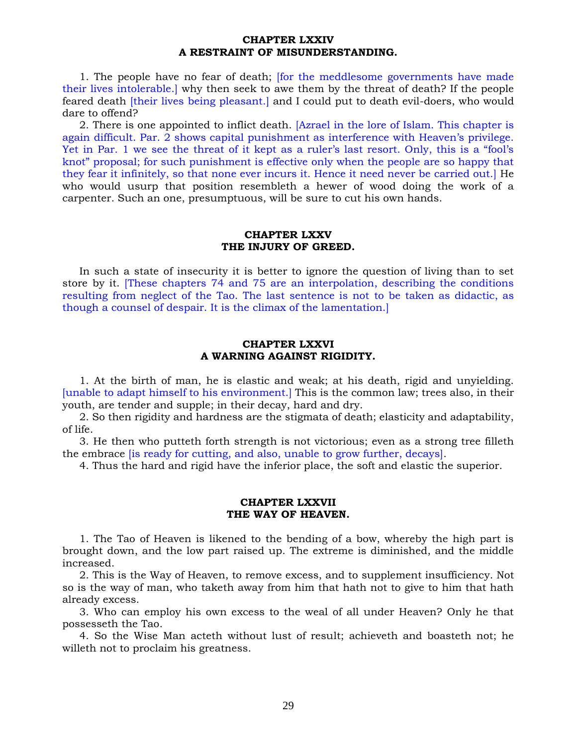## CHAPTER LXXIV
## A RESTRAINT OF MISUNDERSTANDING.

1. The people have no fear of death; [for the meddlesome governments have made their lives intolerable.] why then seek to awe them by the threat of death? If the people feared death [their lives being pleasant.] and I could put to death evil-doers, who would dare to offend?

2. There is one appointed to inflict death. [Azrael in the lore of Islam. This chapter is again difficult. Par. 2 shows capital punishment as interference with Heaven's privilege. Yet in Par. 1 we see the threat of it kept as a ruler's last resort. Only, this is a "fool's knot" proposal; for such punishment is effective only when the people are so happy that they fear it infinitely, so that none ever incurs it. Hence it need never be carried out.] He who would usurp that position resembleth a hewer of wood doing the work of a carpenter. Such an one, presumptuous, will be sure to cut his own hands.

## CHAPTER LXXV
## THE INJURY OF GREED.

In such a state of insecurity it is better to ignore the question of living than to set store by it. [These chapters 74 and 75 are an interpolation, describing the conditions resulting from neglect of the Tao. The last sentence is not to be taken as didactic, as though a counsel of despair. It is the climax of the lamentation.]

## CHAPTER LXXVI
## A WARNING AGAINST RIGIDITY.

1. At the birth of man, he is elastic and weak; at his death, rigid and unyielding. [unable to adapt himself to his environment.] This is the common law; trees also, in their youth, are tender and supple; in their decay, hard and dry.

2. So then rigidity and hardness are the stigmata of death; elasticity and adaptability, of life.

3. He then who putteth forth strength is not victorious; even as a strong tree filleth the embrace [is ready for cutting, and also, unable to grow further, decays].

4. Thus the hard and rigid have the inferior place, the soft and elastic the superior.

## CHAPTER LXXVII
## THE WAY OF HEAVEN.

1. The Tao of Heaven is likened to the bending of a bow, whereby the high part is brought down, and the low part raised up. The extreme is diminished, and the middle increased.

2. This is the Way of Heaven, to remove excess, and to supplement insufficiency. Not so is the way of man, who taketh away from him that hath not to give to him that hath already excess.

3. Who can employ his own excess to the weal of all under Heaven? Only he that possesseth the Tao.

4. So the Wise Man acteth without lust of result; achieveth and boasteth not; he willeth not to proclaim his greatness.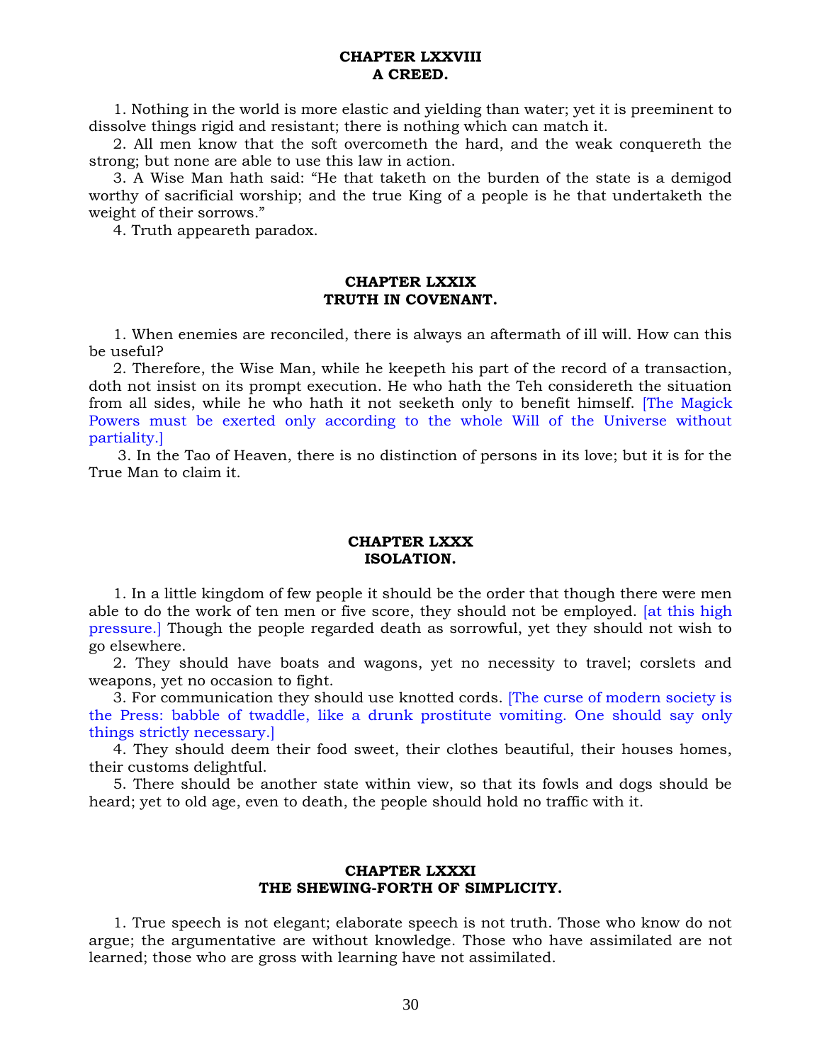## CHAPTER LXXVIII
## A CREED.

1. Nothing in the world is more elastic and yielding than water; yet it is preeminent to dissolve things rigid and resistant; there is nothing which can match it.

2. All men know that the soft overcometh the hard, and the weak conquereth the strong; but none are able to use this law in action.

3. A Wise Man hath said: "He that taketh on the burden of the state is a demigod worthy of sacrificial worship; and the true King of a people is he that undertaketh the weight of their sorrows."

4. Truth appeareth paradox.

## CHAPTER LXXIX
## TRUTH IN COVENANT.

1. When enemies are reconciled, there is always an aftermath of ill will. How can this be useful?

2. Therefore, the Wise Man, while he keepeth his part of the record of a transaction, doth not insist on its prompt execution. He who hath the Teh considereth the situation from all sides, while he who hath it not seeketh only to benefit himself. [The Magick Powers must be exerted only according to the whole Will of the Universe without partiality.]

3. In the Tao of Heaven, there is no distinction of persons in its love; but it is for the True Man to claim it.

## CHAPTER LXXX
## ISOLATION.

1. In a little kingdom of few people it should be the order that though there were men able to do the work of ten men or five score, they should not be employed. [at this high pressure.] Though the people regarded death as sorrowful, yet they should not wish to go elsewhere.

2. They should have boats and wagons, yet no necessity to travel; corslets and weapons, yet no occasion to fight.

3. For communication they should use knotted cords. [The curse of modern society is the Press: babble of twaddle, like a drunk prostitute vomiting. One should say only things strictly necessary.]

4. They should deem their food sweet, their clothes beautiful, their houses homes, their customs delightful.

5. There should be another state within view, so that its fowls and dogs should be heard; yet to old age, even to death, the people should hold no traffic with it.

## CHAPTER LXXXI
## THE SHEWING-FORTH OF SIMPLICITY.

1. True speech is not elegant; elaborate speech is not truth. Those who know do not argue; the argumentative are without knowledge. Those who have assimilated are not learned; those who are gross with learning have not assimilated.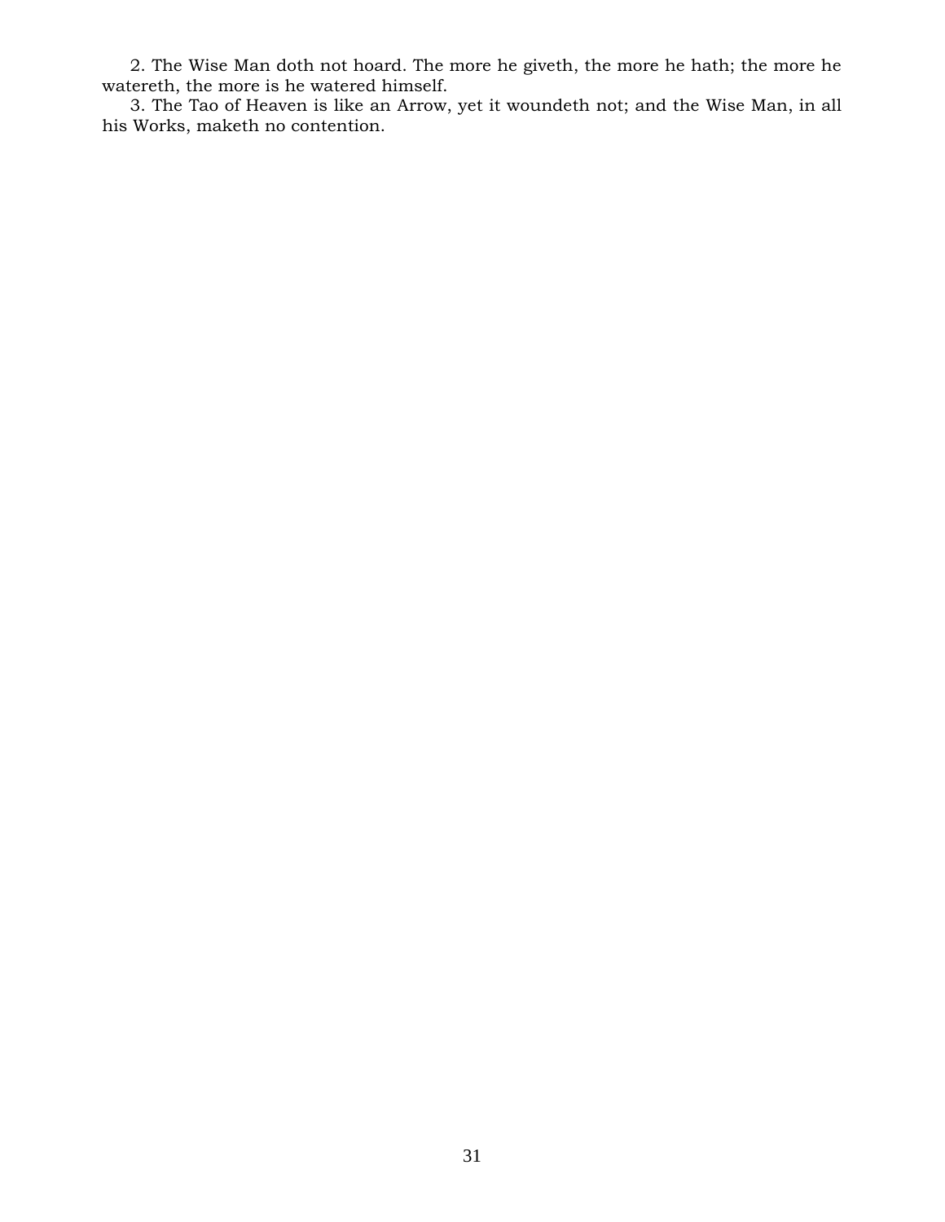2. The Wise Man doth not hoard. The more he giveth, the more he hath; the more he watereth, the more is he watered himself.

3. The Tao of Heaven is like an Arrow, yet it woundeth not; and the Wise Man, in all his Works, maketh no contention.